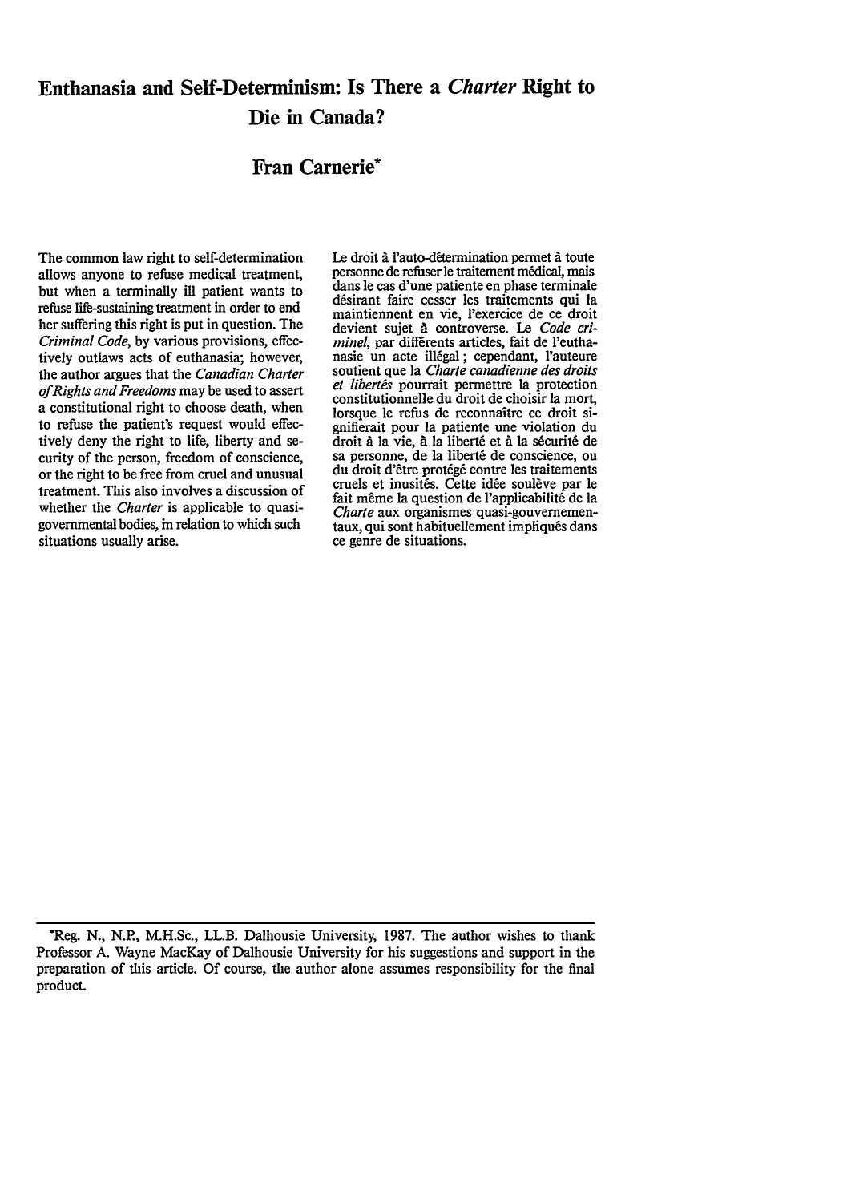# Enthanasia and Self-Determinism: Is There a *Charter* Right to Die in Canada?

## Fran Carnerie*

The common law right to self-determination allows anyone to refuse medical treatment, but when a terminally ill patient wants to refuse life-sustaining treatment in order to end her suffering this right is put in question. The *Criminal Code*, by various provisions, effectively outlaws acts of euthanasia; however, the author argues that the *Canadian Charter of Rights and Freedoms* may be used to assert a constitutional right to choose death, when to refuse the patient's request would effectively deny the right to life, liberty and security of the person, freedom of conscience, or the right to be free from cruel and unusual treatment. This also involves a discussion of whether the *Charter* is applicable to quasi-governmental bodies, in relation to which such situations usually arise.

Le droit à l'auto-détermination permet à toute personne de refuser le traitement médical, mais dans le cas d'une patiente en phase terminale désirant faire cesser les traitements qui la maintiennent en vie, l'exercice de ce droit devient sujet à controverse. Le *Code criminel*, par différents articles, fait de l'euthanasie un acte illégal ; cependant, l'auteure soutient que la *Charte canadienne des droits et libertés* pourrait permettre la protection constitutionnelle du droit de choisir la mort, lorsque le refus de reconnaître ce droit signifierait pour la patiente une violation du droit à la vie, à la liberté et à la sécurité de sa personne, de la liberté de conscience, ou du droit d'être protégé contre les traitements cruels et inusités. Cette idée soulève par le fait même la question de l'applicabilité de la *Charte* aux organismes quasi-gouvernementaux, qui sont habituellement impliqués dans ce genre de situations.

---

*Reg. N., N.P., M.H.Sc., LL.B. Dalhousie University, 1987. The author wishes to thank Professor A. Wayne MacKay of Dalhousie University for his suggestions and support in the preparation of this article. Of course, the author alone assumes responsibility for the final product.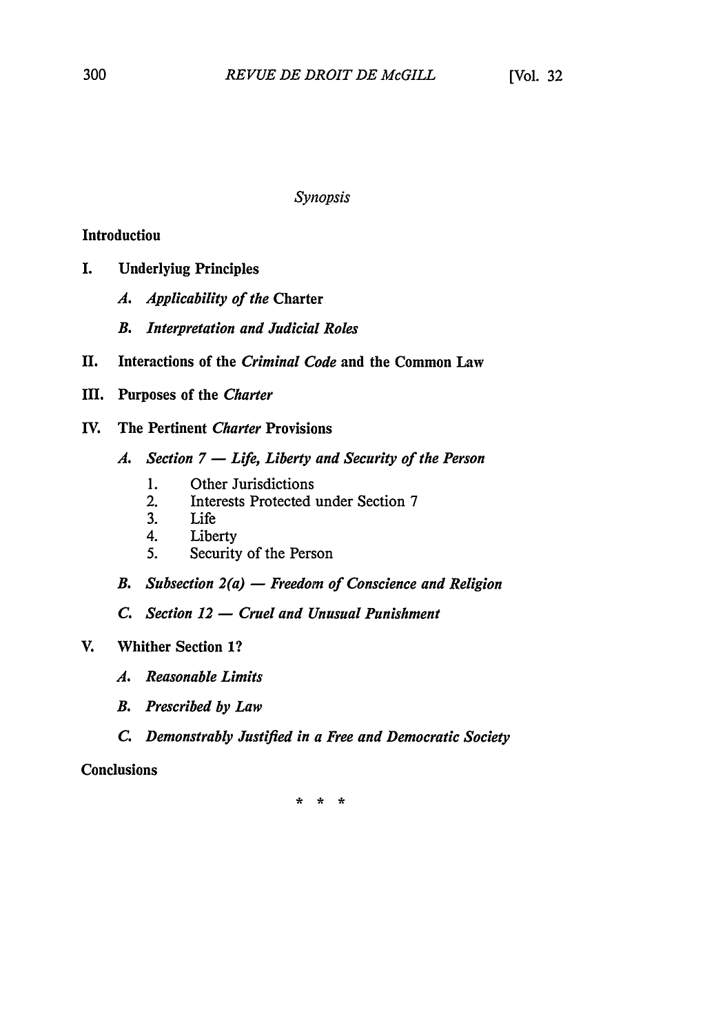*Synopsis*

**Introductiou**

**I. Underlyiug Principles**

- *A. Applicability of the* **Charter**
- *B. Interpretation and Judicial Roles*

**II. Interactions of the *Criminal Code* and the Common Law**

**III. Purposes of the *Charter***

**IV. The Pertinent *Charter* Provisions**

- *A. Section 7 — Life, Liberty and Security of the Person*
  1. Other Jurisdictions
  2. Interests Protected under Section 7
  3. Life
  4. Liberty
  5. Security of the Person
- *B. Subsection 2(a) — Freedom of Conscience and Religion*
- *C. Section 12 — Cruel and Unusual Punishment*

**V. Whither Section 1?**

- *A. Reasonable Limits*
- *B. Prescribed by Law*
- *C. Demonstrably Justified in a Free and Democratic Society*

**Conclusions**

\* \* \*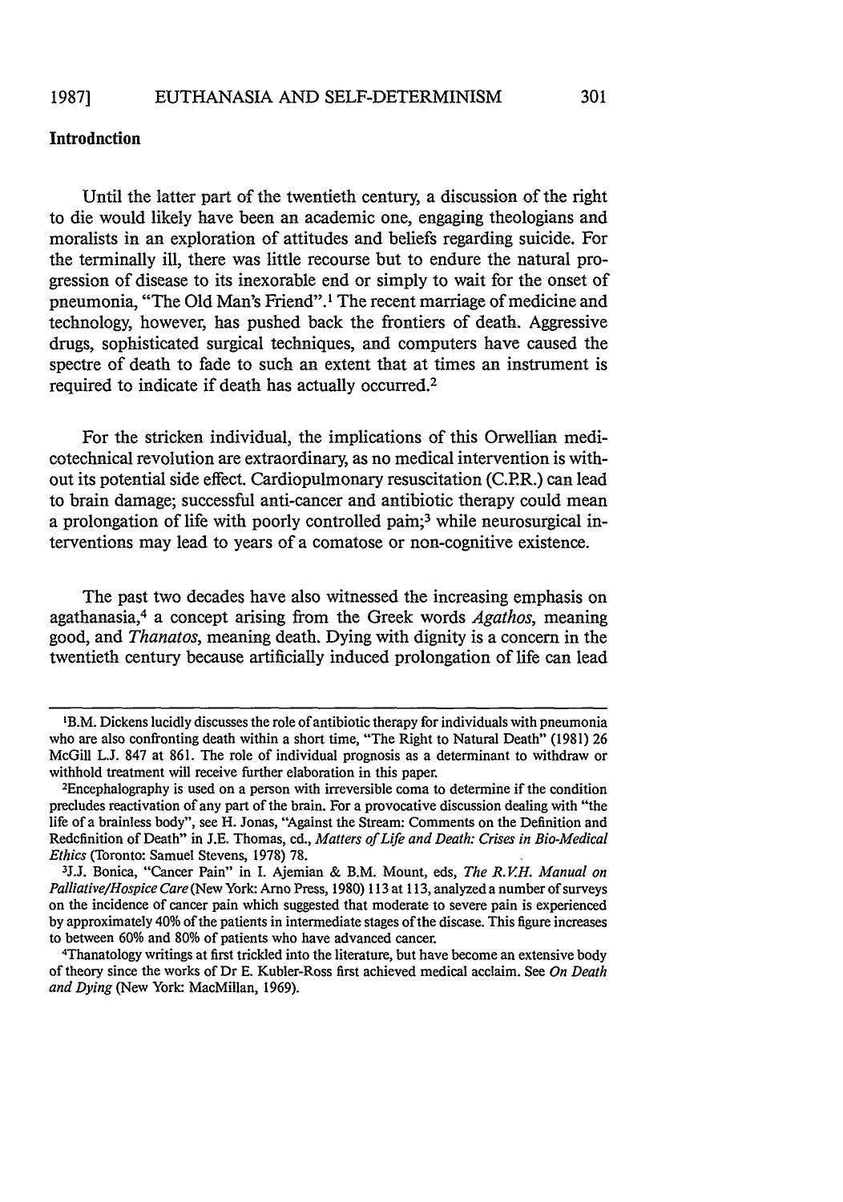## Introdnction

Until the latter part of the twentieth century, a discussion of the right to die would likely have been an academic one, engaging theologians and moralists in an exploration of attitudes and beliefs regarding suicide. For the terminally ill, there was little recourse but to endure the natural progression of disease to its inexorable end or simply to wait for the onset of pneumonia, "The Old Man's Friend".[1] The recent marriage of medicine and technology, however, has pushed back the frontiers of death. Aggressive drugs, sophisticated surgical techniques, and computers have caused the spectre of death to fade to such an extent that at times an instrument is required to indicate if death has actually occurred.[2]

For the stricken individual, the implications of this Orwellian medicotechnical revolution are extraordinary, as no medical intervention is without its potential side effect. Cardiopulmonary resuscitation (C.P.R.) can lead to brain damage; successful anti-cancer and antibiotic therapy could mean a prolongation of life with poorly controlled pain;[3] while neurosurgical interventions may lead to years of a comatose or non-cognitive existence.

The past two decades have also witnessed the increasing emphasis on agathanasia,[4] a concept arising from the Greek words *Agathos*, meaning good, and *Thanatos*, meaning death. Dying with dignity is a concern in the twentieth century because artificially induced prolongation of life can lead

---

[1] B.M. Dickens lucidly discusses the role of antibiotic therapy for individuals with pneumonia who are also confronting death within a short time, "The Right to Natural Death" (1981) 26 McGill L.J. 847 at 861. The role of individual prognosis as a determinant to withdraw or withhold treatment will receive further elaboration in this paper.

[2] Encephalography is used on a person with irreversible coma to determine if the condition precludes reactivation of any part of the brain. For a provocative discussion dealing with "the life of a brainless body", see H. Jonas, "Against the Stream: Comments on the Definition and Redcfinition of Death" in J.E. Thomas, cd., *Matters of Life and Death: Crises in Bio-Medical Ethics* (Toronto: Samuel Stevens, 1978) 78.

[3] J.J. Bonica, "Cancer Pain" in I. Ajemian & B.M. Mount, eds, *The R.V.H. Manual on Palliative/Hospice Care* (New York: Arno Press, 1980) 113 at 113, analyzed a number of surveys on the incidence of cancer pain which suggested that moderate to severe pain is experienced by approximately 40% of the patients in intermediate stages of the disease. This figure increases to between 60% and 80% of patients who have advanced cancer.

[4] Thanatology writings at first trickled into the literature, but have become an extensive body of theory since the works of Dr E. Kubler-Ross first achieved medical acclaim. See *On Death and Dying* (New York: MacMillan, 1969).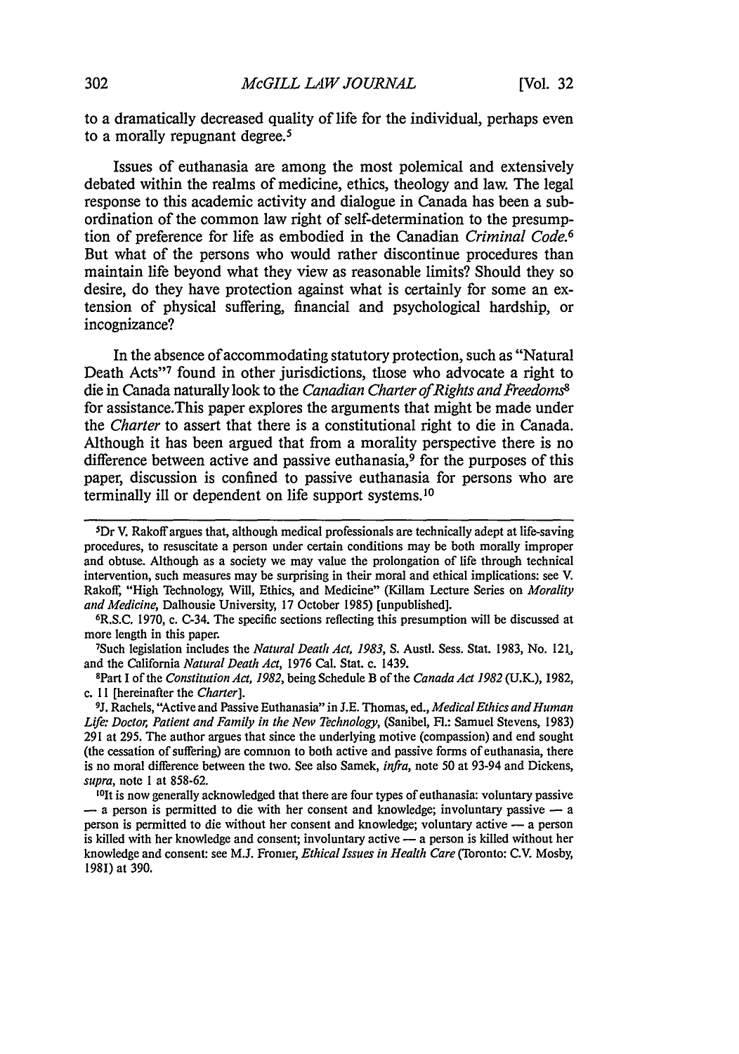to a dramatically decreased quality of life for the individual, perhaps even to a morally repugnant degree.[5]

Issues of euthanasia are among the most polemical and extensively debated within the realms of medicine, ethics, theology and law. The legal response to this academic activity and dialogue in Canada has been a subordination of the common law right of self-determination to the presumption of preference for life as embodied in the Canadian *Criminal Code*.[6] But what of the persons who would rather discontinue procedures than maintain life beyond what they view as reasonable limits? Should they so desire, do they have protection against what is certainly for some an extension of physical suffering, financial and psychological hardship, or incognizance?

In the absence of accommodating statutory protection, such as "Natural Death Acts"[7] found in other jurisdictions, those who advocate a right to die in Canada naturally look to the *Canadian Charter of Rights and Freedoms*[8] for assistance.This paper explores the arguments that might be made under the *Charter* to assert that there is a constitutional right to die in Canada. Although it has been argued that from a morality perspective there is no difference between active and passive euthanasia,[9] for the purposes of this paper, discussion is confined to passive euthanasia for persons who are terminally ill or dependent on life support systems.[10]

---

[5]Dr V. Rakoff argues that, although medical professionals are technically adept at life-saving procedures, to resuscitate a person under certain conditions may be both morally improper and obtuse. Although as a society we may value the prolongation of life through technical intervention, such measures may be surprising in their moral and ethical implications: see V. Rakoff, "High Technology, Will, Ethics, and Medicine" (Killam Lecture Series on *Morality and Medicine*, Dalhousie University, 17 October 1985) [unpublished].

[6]R.S.C. 1970, c. C-34. The specific sections reflecting this presumption will be discussed at more length in this paper.

[7]Such legislation includes the *Natural Death Act, 1983*, S. Austl. Sess. Stat. 1983, No. 121, and the California *Natural Death Act*, 1976 Cal. Stat. c. 1439.

[8]Part I of the *Constitution Act, 1982*, being Schedule B of the *Canada Act 1982* (U.K.), 1982, c. 11 [hereinafter the *Charter*].

[9]J. Rachels, "Active and Passive Euthanasia" in J.E. Thomas, ed., *Medical Ethics and Human Life: Doctor, Patient and Family in the New Technology*, (Sanibel, Fl.: Samuel Stevens, 1983) 291 at 295. The author argues that since the underlying motive (compassion) and end sought (the cessation of suffering) are common to both active and passive forms of euthanasia, there is no moral difference between the two. See also Samek, *infra*, note 50 at 93-94 and Dickens, *supra*, note 1 at 858-62.

[10]It is now generally acknowledged that there are four types of euthanasia: voluntary passive — a person is permitted to die with her consent and knowledge; involuntary passive — a person is permitted to die without her consent and knowledge; voluntary active — a person is killed with her knowledge and consent; involuntary active — a person is killed without her knowledge and consent: see M.J. Fromer, *Ethical Issues in Health Care* (Toronto: C.V. Mosby, 1981) at 390.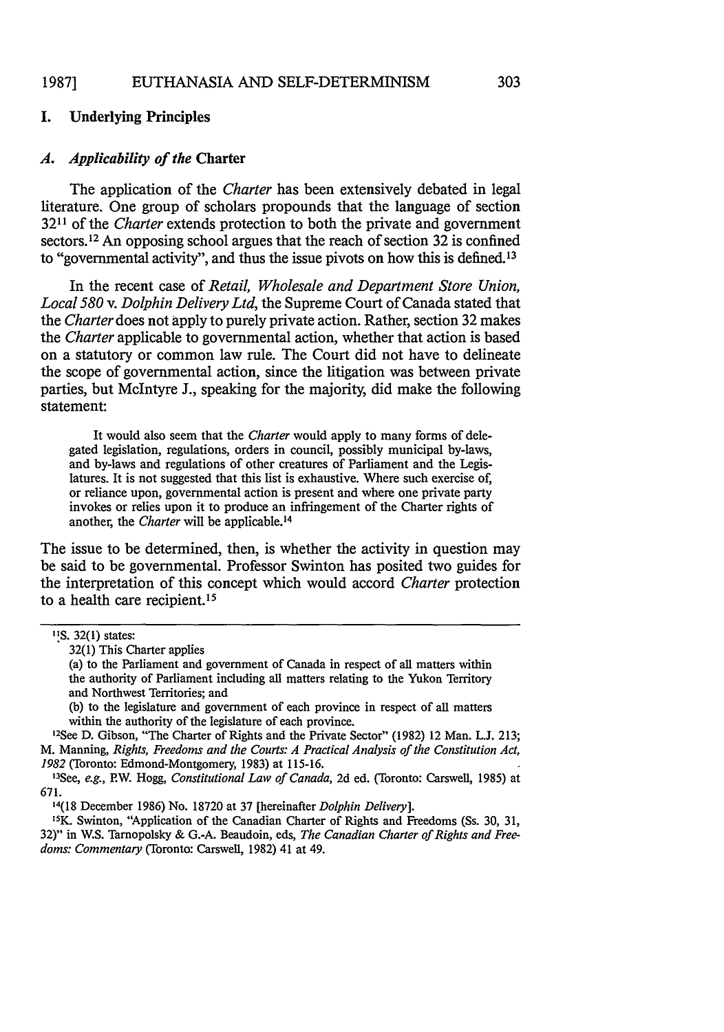## I. Underlying Principles

### A. *Applicability of the* Charter

The application of the *Charter* has been extensively debated in legal literature. One group of scholars propounds that the language of section 32[11] of the *Charter* extends protection to both the private and government sectors.[12] An opposing school argues that the reach of section 32 is confined to "governmental activity", and thus the issue pivots on how this is defined.[13]

In the recent case of *Retail, Wholesale and Department Store Union, Local 580* v. *Dolphin Delivery Ltd*, the Supreme Court of Canada stated that the *Charter* does not apply to purely private action. Rather, section 32 makes the *Charter* applicable to governmental action, whether that action is based on a statutory or common law rule. The Court did not have to delineate the scope of governmental action, since the litigation was between private parties, but McIntyre J., speaking for the majority, did make the following statement:

> It would also seem that the *Charter* would apply to many forms of delegated legislation, regulations, orders in council, possibly municipal by-laws, and by-laws and regulations of other creatures of Parliament and the Legislatures. It is not suggested that this list is exhaustive. Where such exercise of, or reliance upon, governmental action is present and where one private party invokes or relies upon it to produce an infringement of the Charter rights of another, the *Charter* will be applicable.[14]

The issue to be determined, then, is whether the activity in question may be said to be governmental. Professor Swinton has posited two guides for the interpretation of this concept which would accord *Charter* protection to a health care recipient.[15]

---

[11] S. 32(1) states:

32(1) This Charter applies

(a) to the Parliament and government of Canada in respect of all matters within the authority of Parliament including all matters relating to the Yukon Territory and Northwest Territories; and

(b) to the legislature and government of each province in respect of all matters within the authority of the legislature of each province.

[12] See D. Gibson, "The Charter of Rights and the Private Sector" (1982) 12 Man. L.J. 213; M. Manning, *Rights, Freedoms and the Courts: A Practical Analysis of the Constitution Act, 1982* (Toronto: Edmond-Montgomery, 1983) at 115-16.

[13] See, *e.g.*, P.W. Hogg, *Constitutional Law of Canada*, 2d ed. (Toronto: Carswell, 1985) at 671.

[14] (18 December 1986) No. 18720 at 37 [hereinafter *Dolphin Delivery*].

[15] K. Swinton, "Application of the Canadian Charter of Rights and Freedoms (Ss. 30, 31, 32)" in W.S. Tarnopolsky & G.-A. Beaudoin, eds, *The Canadian Charter of Rights and Freedoms: Commentary* (Toronto: Carswell, 1982) 41 at 49.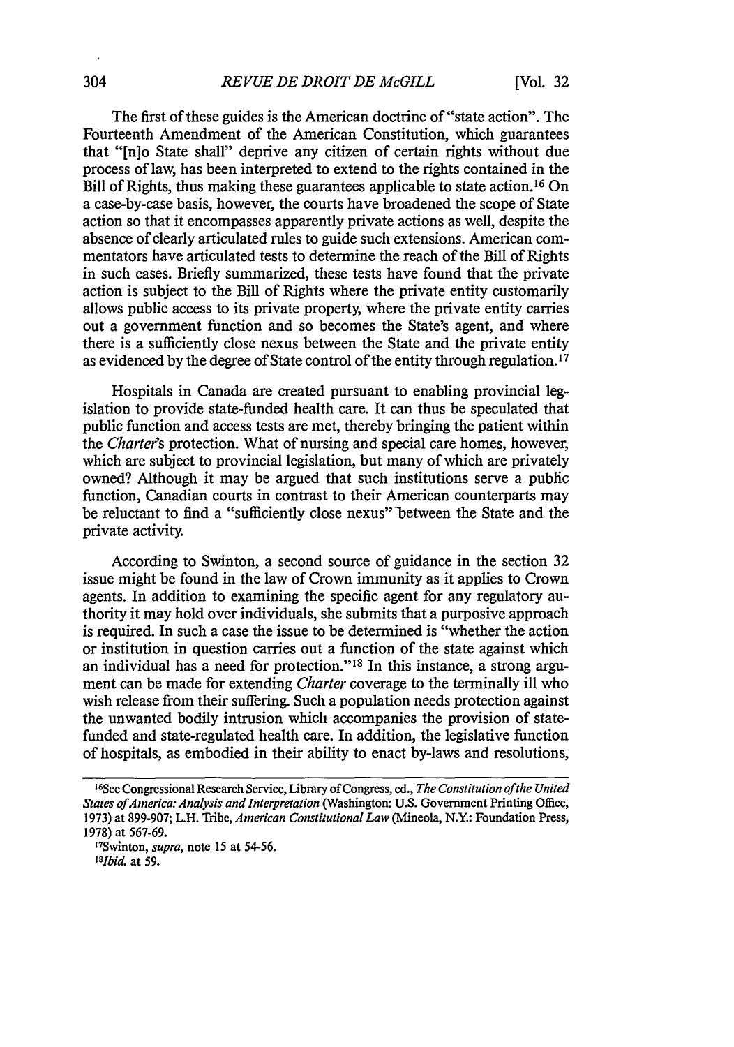The first of these guides is the American doctrine of "state action". The Fourteenth Amendment of the American Constitution, which guarantees that "[n]o State shall" deprive any citizen of certain rights without due process of law, has been interpreted to extend to the rights contained in the Bill of Rights, thus making these guarantees applicable to state action.[16] On a case-by-case basis, however, the courts have broadened the scope of State action so that it encompasses apparently private actions as well, despite the absence of clearly articulated rules to guide such extensions. American commentators have articulated tests to determine the reach of the Bill of Rights in such cases. Briefly summarized, these tests have found that the private action is subject to the Bill of Rights where the private entity customarily allows public access to its private property, where the private entity carries out a government function and so becomes the State's agent, and where there is a sufficiently close nexus between the State and the private entity as evidenced by the degree of State control of the entity through regulation.[17]

Hospitals in Canada are created pursuant to enabling provincial legislation to provide state-funded health care. It can thus be speculated that public function and access tests are met, thereby bringing the patient within the *Charter's* protection. What of nursing and special care homes, however, which are subject to provincial legislation, but many of which are privately owned? Although it may be argued that such institutions serve a public function, Canadian courts in contrast to their American counterparts may be reluctant to find a "sufficiently close nexus" between the State and the private activity.

According to Swinton, a second source of guidance in the section 32 issue might be found in the law of Crown immunity as it applies to Crown agents. In addition to examining the specific agent for any regulatory authority it may hold over individuals, she submits that a purposive approach is required. In such a case the issue to be determined is "whether the action or institution in question carries out a function of the state against which an individual has a need for protection."[18] In this instance, a strong argument can be made for extending *Charter* coverage to the terminally ill who wish release from their suffering. Such a population needs protection against the unwanted bodily intrusion which accompanies the provision of state-funded and state-regulated health care. In addition, the legislative function of hospitals, as embodied in their ability to enact by-laws and resolutions,

---

[16] See Congressional Research Service, Library of Congress, ed., *The Constitution of the United States of America: Analysis and Interpretation* (Washington: U.S. Government Printing Office, 1973) at 899-907; L.H. Tribe, *American Constitutional Law* (Mineola, N.Y.: Foundation Press, 1978) at 567-69.

[17] Swinton, *supra*, note 15 at 54-56.

[18] *Ibid.* at 59.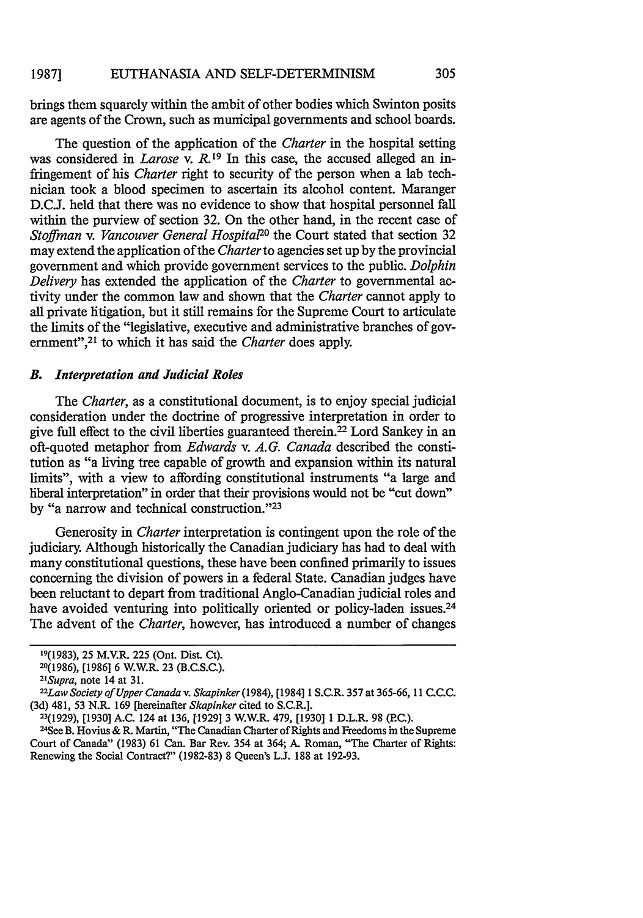brings them squarely within the ambit of other bodies which Swinton posits are agents of the Crown, such as municipal governments and school boards.

The question of the application of the *Charter* in the hospital setting was considered in *Larose* v. *R.*[19] In this case, the accused alleged an infringement of his *Charter* right to security of the person when a lab technician took a blood specimen to ascertain its alcohol content. Maranger D.C.J. held that there was no evidence to show that hospital personnel fall within the purview of section 32. On the other hand, in the recent case of *Stoffman* v. *Vancouver General Hospital*[20] the Court stated that section 32 may extend the application of the *Charter* to agencies set up by the provincial government and which provide government services to the public. *Dolphin Delivery* has extended the application of the *Charter* to governmental activity under the common law and shown that the *Charter* cannot apply to all private litigation, but it still remains for the Supreme Court to articulate the limits of the "legislative, executive and administrative branches of government",[21] to which it has said the *Charter* does apply.

### *B. Interpretation and Judicial Roles*

The *Charter*, as a constitutional document, is to enjoy special judicial consideration under the doctrine of progressive interpretation in order to give full effect to the civil liberties guaranteed therein.[22] Lord Sankey in an oft-quoted metaphor from *Edwards* v. *A.G. Canada* described the constitution as "a living tree capable of growth and expansion within its natural limits", with a view to affording constitutional instruments "a large and liberal interpretation" in order that their provisions would not be "cut down" by "a narrow and technical construction."[23]

Generosity in *Charter* interpretation is contingent upon the role of the judiciary. Although historically the Canadian judiciary has had to deal with many constitutional questions, these have been confined primarily to issues concerning the division of powers in a federal State. Canadian judges have been reluctant to depart from traditional Anglo-Canadian judicial roles and have avoided venturing into politically oriented or policy-laden issues.[24] The advent of the *Charter*, however, has introduced a number of changes

---

[19](1983), 25 M.V.R. 225 (Ont. Dist. Ct).

[20](1986), [1986] 6 W.W.R. 23 (B.C.S.C.).

[21]*Supra*, note 14 at 31.

[22]*Law Society of Upper Canada* v. *Skapinker* (1984), [1984] 1 S.C.R. 357 at 365-66, 11 C.C.C. (3d) 481, 53 N.R. 169 [hereinafter *Skapinker* cited to S.C.R.].

[23](1929), [1930] A.C. 124 at 136, [1929] 3 W.W.R. 479, [1930] 1 D.L.R. 98 (P.C.).

[24]See B. Hovius & R. Martin, "The Canadian Charter of Rights and Freedoms in the Supreme Court of Canada" (1983) 61 Can. Bar Rev. 354 at 364; A. Roman, "The Charter of Rights: Renewing the Social Contract?" (1982-83) 8 Queen's L.J. 188 at 192-93.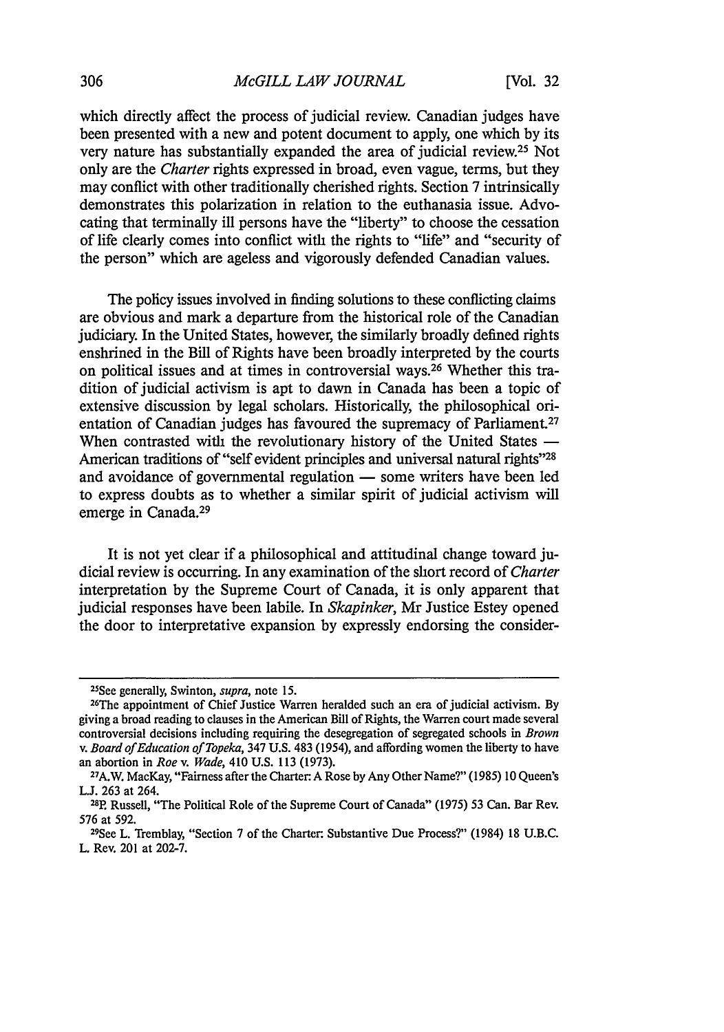which directly affect the process of judicial review. Canadian judges have been presented with a new and potent document to apply, one which by its very nature has substantially expanded the area of judicial review.[25] Not only are the *Charter* rights expressed in broad, even vague, terms, but they may conflict with other traditionally cherished rights. Section 7 intrinsically demonstrates this polarization in relation to the euthanasia issue. Advocating that terminally ill persons have the "liberty" to choose the cessation of life clearly comes into conflict with the rights to "life" and "security of the person" which are ageless and vigorously defended Canadian values.

The policy issues involved in finding solutions to these conflicting claims are obvious and mark a departure from the historical role of the Canadian judiciary. In the United States, however, the similarly broadly defined rights enshrined in the Bill of Rights have been broadly interpreted by the courts on political issues and at times in controversial ways.[26] Whether this tradition of judicial activism is apt to dawn in Canada has been a topic of extensive discussion by legal scholars. Historically, the philosophical orientation of Canadian judges has favoured the supremacy of Parliament.[27] When contrasted with the revolutionary history of the United States — American traditions of "self evident principles and universal natural rights"[28] and avoidance of governmental regulation — some writers have been led to express doubts as to whether a similar spirit of judicial activism will emerge in Canada.[29]

It is not yet clear if a philosophical and attitudinal change toward judicial review is occurring. In any examination of the short record of *Charter* interpretation by the Supreme Court of Canada, it is only apparent that judicial responses have been labile. In *Skapinker*, Mr Justice Estey opened the door to interpretative expansion by expressly endorsing the consider-

---

[25] See generally, Swinton, *supra*, note 15.

[26] The appointment of Chief Justice Warren heralded such an era of judicial activism. By giving a broad reading to clauses in the American Bill of Rights, the Warren court made several controversial decisions including requiring the desegregation of segregated schools in *Brown v. Board of Education of Topeka*, 347 U.S. 483 (1954), and affording women the liberty to have an abortion in *Roe v. Wade*, 410 U.S. 113 (1973).

[27] A.W. MacKay, "Fairness after the Charter: A Rose by Any Other Name?" (1985) 10 Queen's L.J. 263 at 264.

[28] P. Russell, "The Political Role of the Supreme Court of Canada" (1975) 53 Can. Bar Rev. 576 at 592.

[29] See L. Tremblay, "Section 7 of the Charter: Substantive Due Process?" (1984) 18 U.B.C. L. Rev. 201 at 202-7.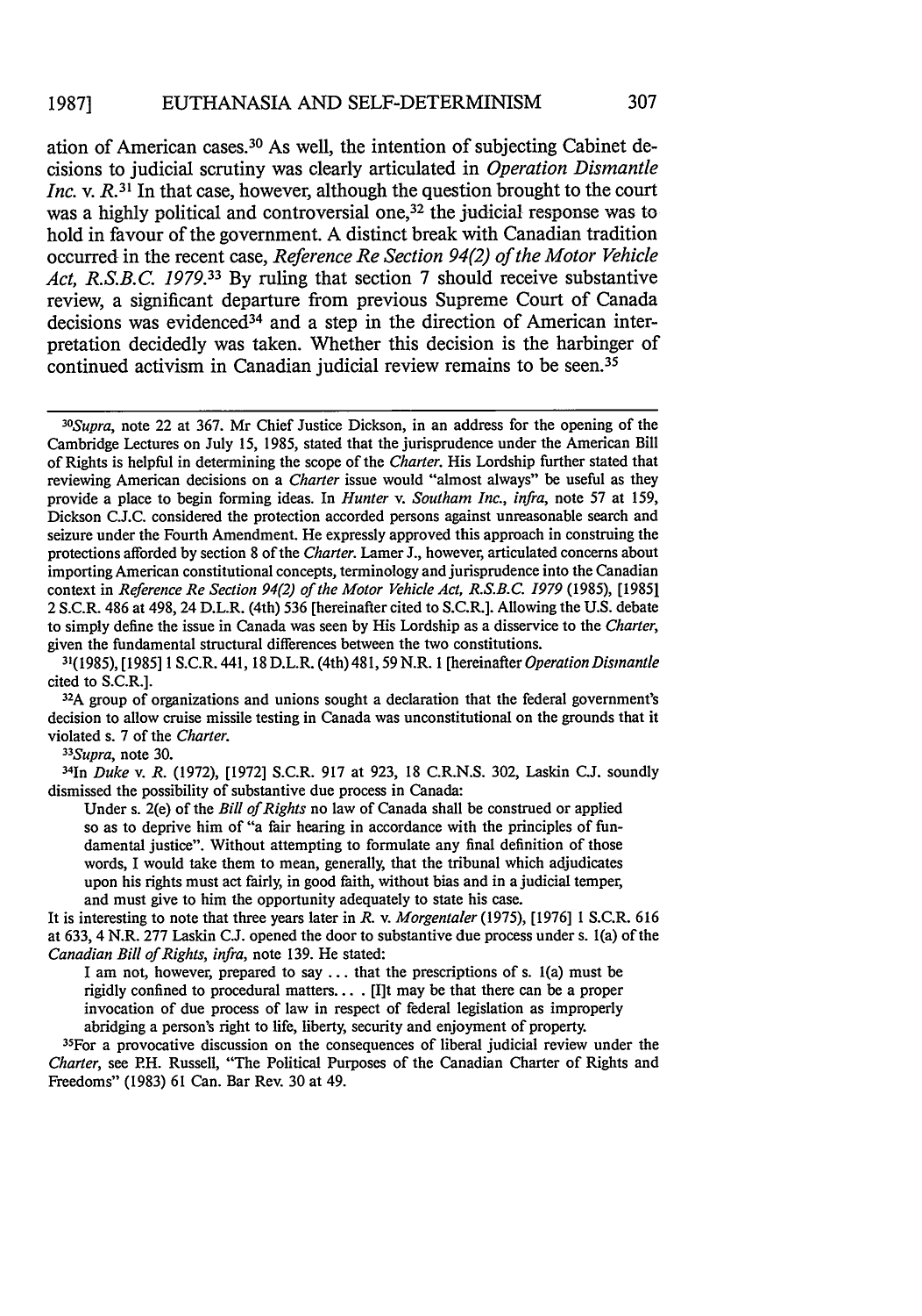ation of American cases.[30] As well, the intention of subjecting Cabinet decisions to judicial scrutiny was clearly articulated in *Operation Dismantle Inc.* v. *R.*[31] In that case, however, although the question brought to the court was a highly political and controversial one,[32] the judicial response was to hold in favour of the government. A distinct break with Canadian tradition occurred in the recent case, *Reference Re Section 94(2) of the Motor Vehicle Act, R.S.B.C. 1979.*[33] By ruling that section 7 should receive substantive review, a significant departure from previous Supreme Court of Canada decisions was evidenced[34] and a step in the direction of American interpretation decidedly was taken. Whether this decision is the harbinger of continued activism in Canadian judicial review remains to be seen.[35]

---

[30]*Supra*, note 22 at 367. Mr Chief Justice Dickson, in an address for the opening of the Cambridge Lectures on July 15, 1985, stated that the jurisprudence under the American Bill of Rights is helpful in determining the scope of the *Charter*. His Lordship further stated that reviewing American decisions on a *Charter* issue would "almost always" be useful as they provide a place to begin forming ideas. In *Hunter* v. *Southam Inc.*, *infra*, note 57 at 159, Dickson C.J.C. considered the protection accorded persons against unreasonable search and seizure under the Fourth Amendment. He expressly approved this approach in construing the protections afforded by section 8 of the *Charter*. Lamer J., however, articulated concerns about importing American constitutional concepts, terminology and jurisprudence into the Canadian context in *Reference Re Section 94(2) of the Motor Vehicle Act, R.S.B.C. 1979* (1985), [1985] 2 S.C.R. 486 at 498, 24 D.L.R. (4th) 536 [hereinafter cited to S.C.R.]. Allowing the U.S. debate to simply define the issue in Canada was seen by His Lordship as a disservice to the *Charter*, given the fundamental structural differences between the two constitutions.

[31](1985), [1985] 1 S.C.R. 441, 18 D.L.R. (4th) 481, 59 N.R. 1 [hereinafter *Operation Dismantle* cited to S.C.R.].

[32]A group of organizations and unions sought a declaration that the federal government's decision to allow cruise missile testing in Canada was unconstitutional on the grounds that it violated s. 7 of the *Charter*.

[33]*Supra*, note 30.

[34]In *Duke* v. *R.* (1972), [1972] S.C.R. 917 at 923, 18 C.R.N.S. 302, Laskin C.J. soundly dismissed the possibility of substantive due process in Canada:

> Under s. 2(e) of the *Bill of Rights* no law of Canada shall be construed or applied so as to deprive him of "a fair hearing in accordance with the principles of fundamental justice". Without attempting to formulate any final definition of those words, I would take them to mean, generally, that the tribunal which adjudicates upon his rights must act fairly, in good faith, without bias and in a judicial temper, and must give to him the opportunity adequately to state his case.

It is interesting to note that three years later in *R.* v. *Morgentaler* (1975), [1976] 1 S.C.R. 616 at 633, 4 N.R. 277 Laskin C.J. opened the door to substantive due process under s. 1(a) of the *Canadian Bill of Rights*, *infra*, note 139. He stated:

> I am not, however, prepared to say ... that the prescriptions of s. 1(a) must be rigidly confined to procedural matters.... [I]t may be that there can be a proper invocation of due process of law in respect of federal legislation as improperly abridging a person's right to life, liberty, security and enjoyment of property.

[35]For a provocative discussion on the consequences of liberal judicial review under the *Charter*, see P.H. Russell, "The Political Purposes of the Canadian Charter of Rights and Freedoms" (1983) 61 Can. Bar Rev. 30 at 49.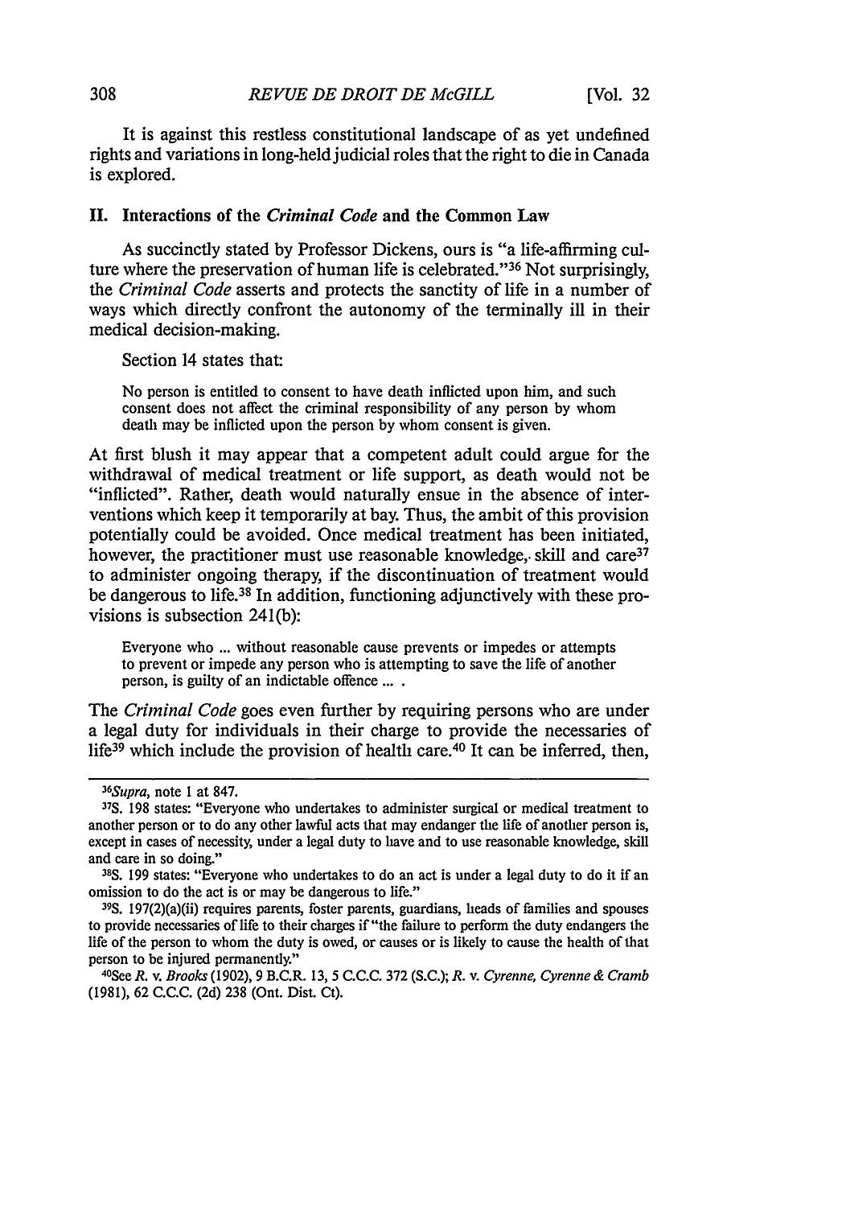It is against this restless constitutional landscape of as yet undefined rights and variations in long-held judicial roles that the right to die in Canada is explored.

## II. Interactions of the *Criminal Code* and the Common Law

As succinctly stated by Professor Dickens, ours is "a life-affirming culture where the preservation of human life is celebrated."[36] Not surprisingly, the *Criminal Code* asserts and protects the sanctity of life in a number of ways which directly confront the autonomy of the terminally ill in their medical decision-making.

Section 14 states that:

> No person is entitled to consent to have death inflicted upon him, and such consent does not affect the criminal responsibility of any person by whom death may be inflicted upon the person by whom consent is given.

At first blush it may appear that a competent adult could argue for the withdrawal of medical treatment or life support, as death would not be "inflicted". Rather, death would naturally ensue in the absence of interventions which keep it temporarily at bay. Thus, the ambit of this provision potentially could be avoided. Once medical treatment has been initiated, however, the practitioner must use reasonable knowledge, skill and care[37] to administer ongoing therapy, if the discontinuation of treatment would be dangerous to life.[38] In addition, functioning adjunctively with these provisions is subsection 241(b):

> Everyone who ... without reasonable cause prevents or impedes or attempts to prevent or impede any person who is attempting to save the life of another person, is guilty of an indictable offence ... .

The *Criminal Code* goes even further by requiring persons who are under a legal duty for individuals in their charge to provide the necessaries of life[39] which include the provision of health care.[40] It can be inferred, then,

---

[36] *Supra*, note 1 at 847.

[37] S. 198 states: "Everyone who undertakes to administer surgical or medical treatment to another person or to do any other lawful acts that may endanger the life of another person is, except in cases of necessity, under a legal duty to have and to use reasonable knowledge, skill and care in so doing."

[38] S. 199 states: "Everyone who undertakes to do an act is under a legal duty to do it if an omission to do the act is or may be dangerous to life."

[39] S. 197(2)(a)(ii) requires parents, foster parents, guardians, heads of families and spouses to provide necessaries of life to their charges if "the failure to perform the duty endangers the life of the person to whom the duty is owed, or causes or is likely to cause the health of that person to be injured permanently."

[40] See *R.* v. *Brooks* (1902), 9 B.C.R. 13, 5 C.C.C. 372 (S.C.); *R.* v. *Cyrenne, Cyrenne & Cramb* (1981), 62 C.C.C. (2d) 238 (Ont. Dist. Ct).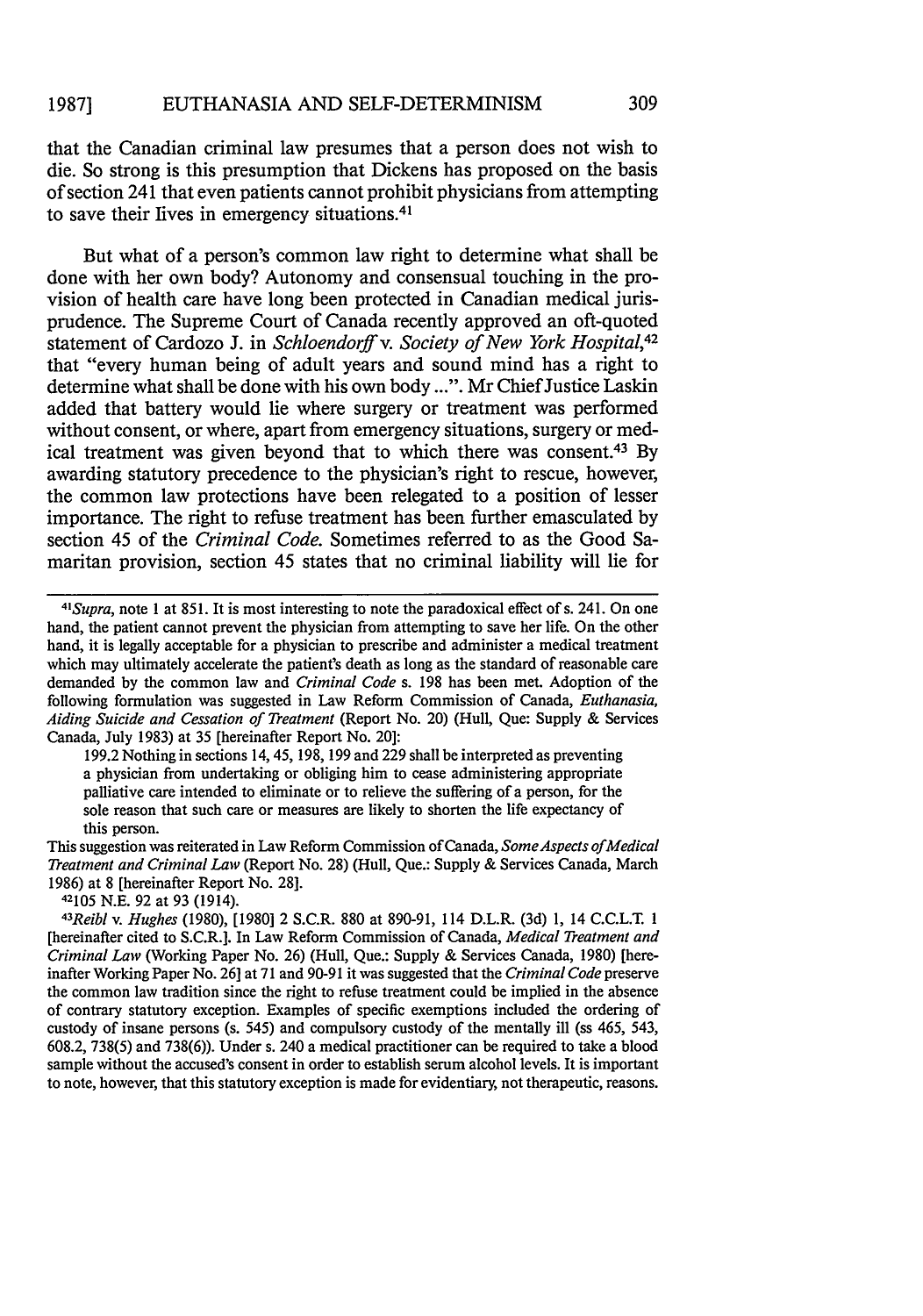that the Canadian criminal law presumes that a person does not wish to die. So strong is this presumption that Dickens has proposed on the basis of section 241 that even patients cannot prohibit physicians from attempting to save their lives in emergency situations.[41]

But what of a person's common law right to determine what shall be done with her own body? Autonomy and consensual touching in the provision of health care have long been protected in Canadian medical jurisprudence. The Supreme Court of Canada recently approved an oft-quoted statement of Cardozo J. in *Schloendorff* v. *Society of New York Hospital*,[42] that "every human being of adult years and sound mind has a right to determine what shall be done with his own body ...". Mr Chief Justice Laskin added that battery would lie where surgery or treatment was performed without consent, or where, apart from emergency situations, surgery or medical treatment was given beyond that to which there was consent.[43] By awarding statutory precedence to the physician's right to rescue, however, the common law protections have been relegated to a position of lesser importance. The right to refuse treatment has been further emasculated by section 45 of the *Criminal Code*. Sometimes referred to as the Good Samaritan provision, section 45 states that no criminal liability will lie for

---

[41] *Supra*, note 1 at 851. It is most interesting to note the paradoxical effect of s. 241. On one hand, the patient cannot prevent the physician from attempting to save her life. On the other hand, it is legally acceptable for a physician to prescribe and administer a medical treatment which may ultimately accelerate the patient's death as long as the standard of reasonable care demanded by the common law and *Criminal Code* s. 198 has been met. Adoption of the following formulation was suggested in Law Reform Commission of Canada, *Euthanasia, Aiding Suicide and Cessation of Treatment* (Report No. 20) (Hull, Que: Supply & Services Canada, July 1983) at 35 [hereinafter Report No. 20]:

> 199.2 Nothing in sections 14, 45, 198, 199 and 229 shall be interpreted as preventing a physician from undertaking or obliging him to cease administering appropriate palliative care intended to eliminate or to relieve the suffering of a person, for the sole reason that such care or measures are likely to shorten the life expectancy of this person.

This suggestion was reiterated in Law Reform Commission of Canada, *Some Aspects of Medical Treatment and Criminal Law* (Report No. 28) (Hull, Que.: Supply & Services Canada, March 1986) at 8 [hereinafter Report No. 28].

[42] 105 N.E. 92 at 93 (1914).

[43] *Reibl* v. *Hughes* (1980), [1980] 2 S.C.R. 880 at 890-91, 114 D.L.R. (3d) 1, 14 C.C.L.T. 1 [hereinafter cited to S.C.R.]. In Law Reform Commission of Canada, *Medical Treatment and Criminal Law* (Working Paper No. 26) (Hull, Que.: Supply & Services Canada, 1980) [hereinafter Working Paper No. 26] at 71 and 90-91 it was suggested that the *Criminal Code* preserve the common law tradition since the right to refuse treatment could be implied in the absence of contrary statutory exception. Examples of specific exemptions included the ordering of custody of insane persons (s. 545) and compulsory custody of the mentally ill (ss 465, 543, 608.2, 738(5) and 738(6)). Under s. 240 a medical practitioner can be required to take a blood sample without the accused's consent in order to establish serum alcohol levels. It is important to note, however, that this statutory exception is made for evidentiary, not therapeutic, reasons.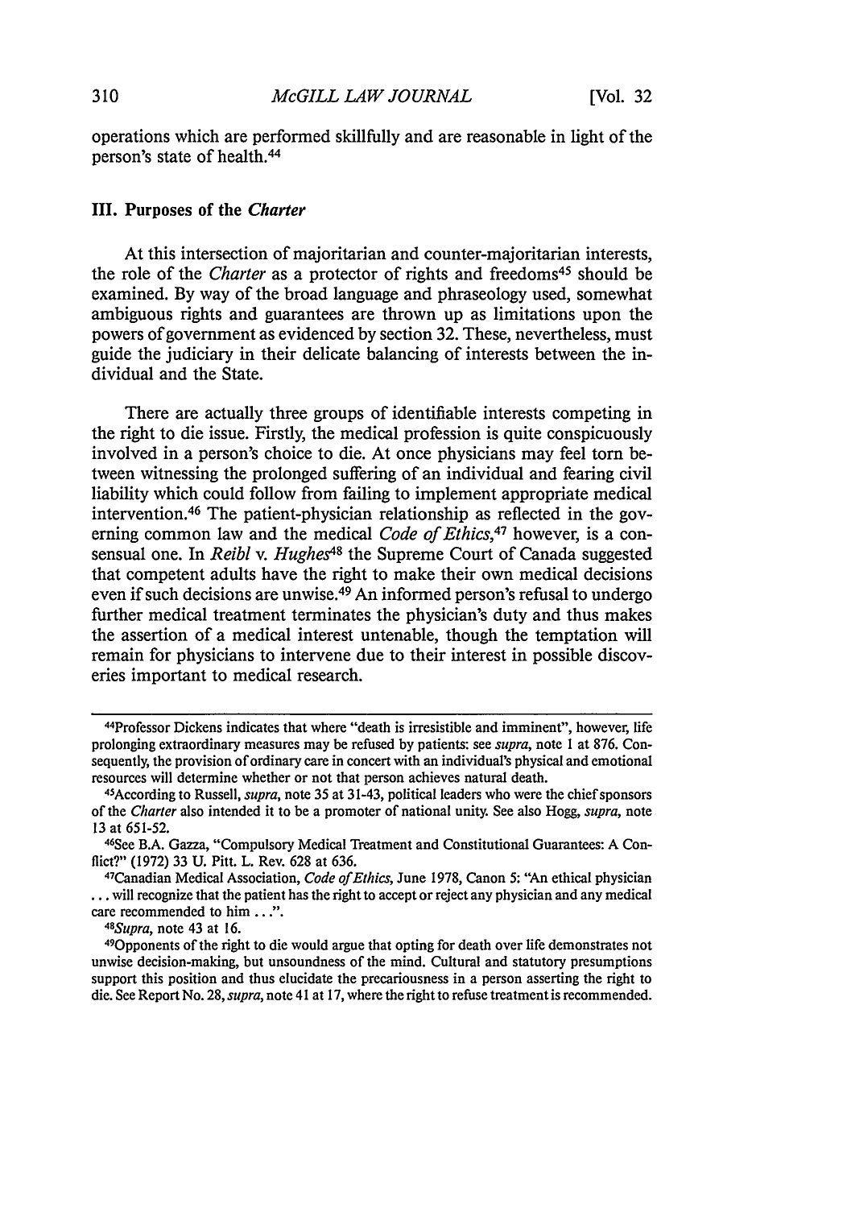operations which are performed skillfully and are reasonable in light of the person's state of health.[44]

### III. Purposes of the *Charter*

At this intersection of majoritarian and counter-majoritarian interests, the role of the *Charter* as a protector of rights and freedoms[45] should be examined. By way of the broad language and phraseology used, somewhat ambiguous rights and guarantees are thrown up as limitations upon the powers of government as evidenced by section 32. These, nevertheless, must guide the judiciary in their delicate balancing of interests between the individual and the State.

There are actually three groups of identifiable interests competing in the right to die issue. Firstly, the medical profession is quite conspicuously involved in a person's choice to die. At once physicians may feel torn between witnessing the prolonged suffering of an individual and fearing civil liability which could follow from failing to implement appropriate medical intervention.[46] The patient-physician relationship as reflected in the governing common law and the medical *Code of Ethics*,[47] however, is a consensual one. In *Reibl* v. *Hughes*[48] the Supreme Court of Canada suggested that competent adults have the right to make their own medical decisions even if such decisions are unwise.[49] An informed person's refusal to undergo further medical treatment terminates the physician's duty and thus makes the assertion of a medical interest untenable, though the temptation will remain for physicians to intervene due to their interest in possible discoveries important to medical research.

---

[44]Professor Dickens indicates that where "death is irresistible and imminent", however, life prolonging extraordinary measures may be refused by patients: see *supra*, note 1 at 876. Consequently, the provision of ordinary care in concert with an individual's physical and emotional resources will determine whether or not that person achieves natural death.

[45]According to Russell, *supra*, note 35 at 31-43, political leaders who were the chief sponsors of the *Charter* also intended it to be a promoter of national unity. See also Hogg, *supra*, note 13 at 651-52.

[46]See B.A. Gazza, "Compulsory Medical Treatment and Constitutional Guarantees: A Conflict?" (1972) 33 U. Pitt. L. Rev. 628 at 636.

[47]Canadian Medical Association, *Code of Ethics*, June 1978, Canon 5: "An ethical physician ... will recognize that the patient has the right to accept or reject any physician and any medical care recommended to him ...".

[48]*Supra*, note 43 at 16.

[49]Opponents of the right to die would argue that opting for death over life demonstrates not unwise decision-making, but unsoundness of the mind. Cultural and statutory presumptions support this position and thus elucidate the precariousness in a person asserting the right to die. See Report No. 28, *supra*, note 41 at 17, where the right to refuse treatment is recommended.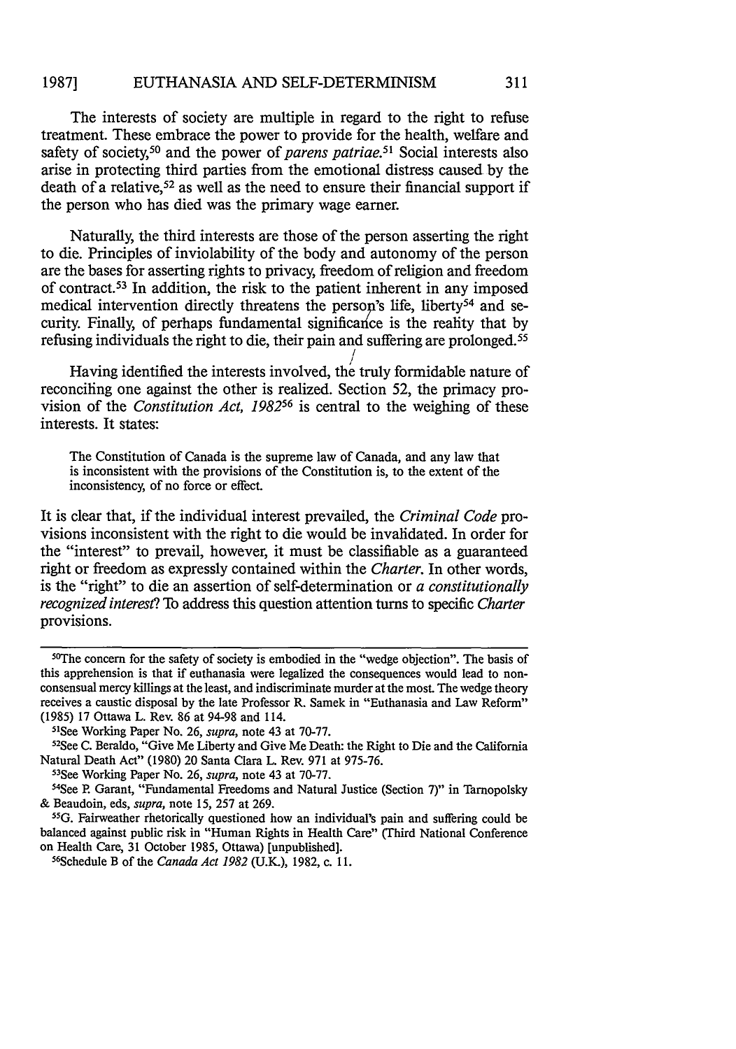The interests of society are multiple in regard to the right to refuse treatment. These embrace the power to provide for the health, welfare and safety of society,[50] and the power of *parens patriae*.[51] Social interests also arise in protecting third parties from the emotional distress caused by the death of a relative,[52] as well as the need to ensure their financial support if the person who has died was the primary wage earner.

Naturally, the third interests are those of the person asserting the right to die. Principles of inviolability of the body and autonomy of the person are the bases for asserting rights to privacy, freedom of religion and freedom of contract.[53] In addition, the risk to the patient inherent in any imposed medical intervention directly threatens the person's life, liberty[54] and security. Finally, of perhaps fundamental significance is the reality that by refusing individuals the right to die, their pain and suffering are prolonged.[55]

Having identified the interests involved, the truly formidable nature of reconciling one against the other is realized. Section 52, the primacy provision of the *Constitution Act, 1982*[56] is central to the weighing of these interests. It states:

> The Constitution of Canada is the supreme law of Canada, and any law that is inconsistent with the provisions of the Constitution is, to the extent of the inconsistency, of no force or effect.

It is clear that, if the individual interest prevailed, the *Criminal Code* provisions inconsistent with the right to die would be invalidated. In order for the "interest" to prevail, however, it must be classifiable as a guaranteed right or freedom as expressly contained within the *Charter*. In other words, is the "right" to die an assertion of self-determination or *a constitutionally recognized interest*? To address this question attention turns to specific *Charter* provisions.

---

[50]The concern for the safety of society is embodied in the "wedge objection". The basis of this apprehension is that if euthanasia were legalized the consequences would lead to non-consensual mercy killings at the least, and indiscriminate murder at the most. The wedge theory receives a caustic disposal by the late Professor R. Samek in "Euthanasia and Law Reform" (1985) 17 Ottawa L. Rev. 86 at 94-98 and 114.

[51]See Working Paper No. 26, *supra*, note 43 at 70-77.

[52]See C. Beraldo, "Give Me Liberty and Give Me Death: the Right to Die and the California Natural Death Act" (1980) 20 Santa Clara L. Rev. 971 at 975-76.

[53]See Working Paper No. 26, *supra*, note 43 at 70-77.

[54]See P. Garant, "Fundamental Freedoms and Natural Justice (Section 7)" in Tarnopolsky & Beaudoin, eds, *supra*, note 15, 257 at 269.

[55]G. Fairweather rhetorically questioned how an individual's pain and suffering could be balanced against public risk in "Human Rights in Health Care" (Third National Conference on Health Care, 31 October 1985, Ottawa) [unpublished].

[56]Schedule B of the *Canada Act 1982* (U.K.), 1982, c. 11.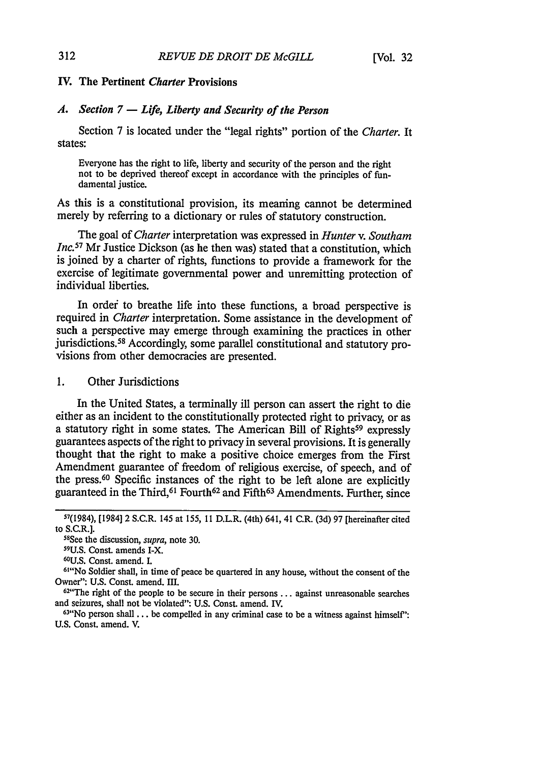## IV. The Pertinent *Charter* Provisions

### *A. Section 7 — Life, Liberty and Security of the Person*

Section 7 is located under the "legal rights" portion of the *Charter*. It states:

> Everyone has the right to life, liberty and security of the person and the right not to be deprived thereof except in accordance with the principles of fundamental justice.

As this is a constitutional provision, its meaning cannot be determined merely by referring to a dictionary or rules of statutory construction.

The goal of *Charter* interpretation was expressed in *Hunter* v. *Southam Inc.*[57] Mr Justice Dickson (as he then was) stated that a constitution, which is joined by a charter of rights, functions to provide a framework for the exercise of legitimate governmental power and unremitting protection of individual liberties.

In order to breathe life into these functions, a broad perspective is required in *Charter* interpretation. Some assistance in the development of such a perspective may emerge through examining the practices in other jurisdictions.[58] Accordingly, some parallel constitutional and statutory provisions from other democracies are presented.

#### 1. Other Jurisdictions

In the United States, a terminally ill person can assert the right to die either as an incident to the constitutionally protected right to privacy, or as a statutory right in some states. The American Bill of Rights[59] expressly guarantees aspects of the right to privacy in several provisions. It is generally thought that the right to make a positive choice emerges from the First Amendment guarantee of freedom of religious exercise, of speech, and of the press.[60] Specific instances of the right to be left alone are explicitly guaranteed in the Third,[61] Fourth[62] and Fifth[63] Amendments. Further, since

---

[57](1984), [1984] 2 S.C.R. 145 at 155, 11 D.L.R. (4th) 641, 41 C.R. (3d) 97 [hereinafter cited to S.C.R.].

[58]See the discussion, *supra*, note 30.

[59]U.S. Const. amends I-X.

[60]U.S. Const. amend. I.

[61]"No Soldier shall, in time of peace be quartered in any house, without the consent of the Owner": U.S. Const. amend. III.

[62]"The right of the people to be secure in their persons ... against unreasonable searches and seizures, shall not be violated": U.S. Const. amend. IV.

[63]"No person shall ... be compelled in any criminal case to be a witness against himself": U.S. Const. amend. V.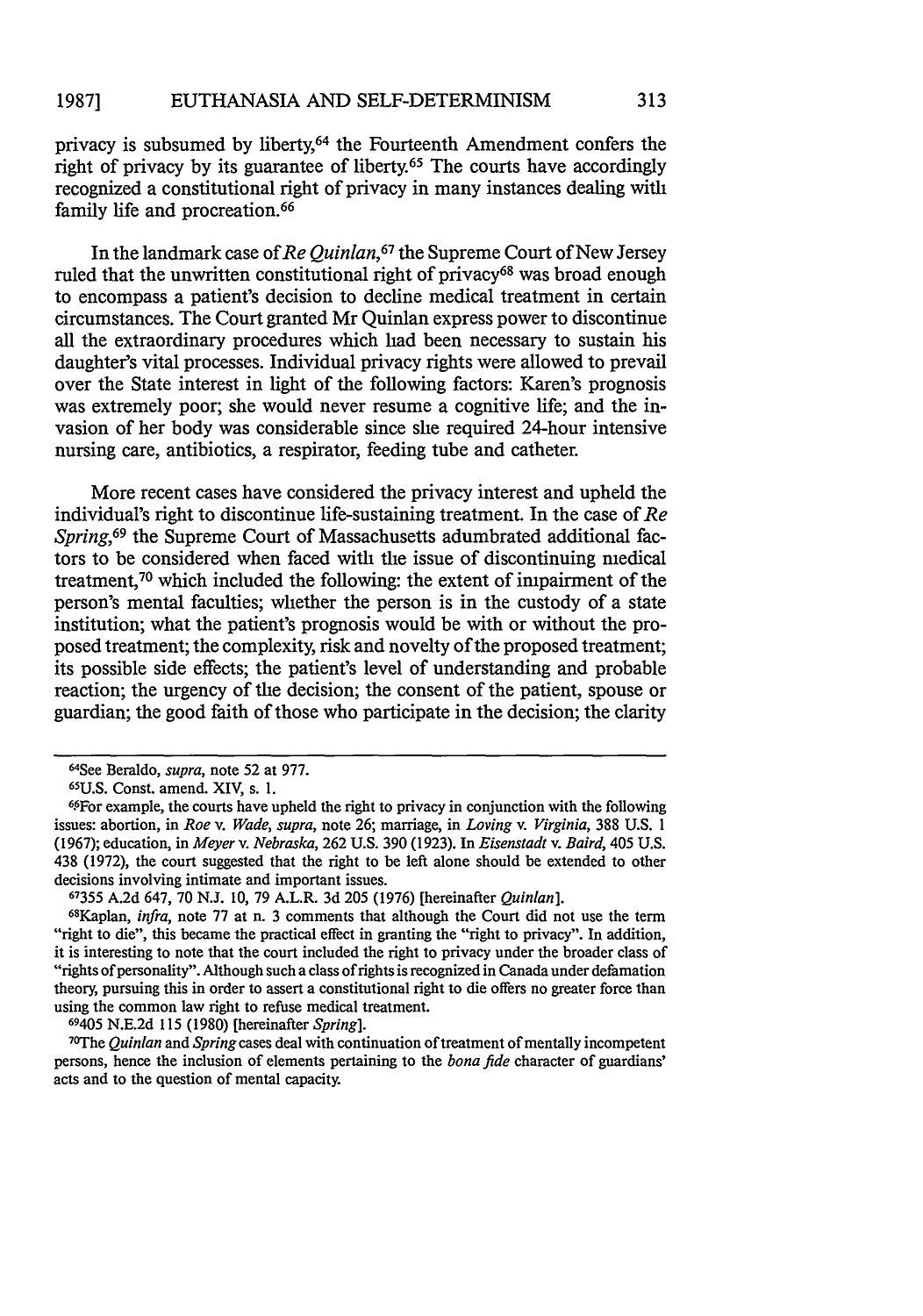privacy is subsumed by liberty,[64] the Fourteenth Amendment confers the right of privacy by its guarantee of liberty.[65] The courts have accordingly recognized a constitutional right of privacy in many instances dealing with family life and procreation.[66]

In the landmark case of *Re Quinlan*,[67] the Supreme Court of New Jersey ruled that the unwritten constitutional right of privacy[68] was broad enough to encompass a patient's decision to decline medical treatment in certain circumstances. The Court granted Mr Quinlan express power to discontinue all the extraordinary procedures which had been necessary to sustain his daughter's vital processes. Individual privacy rights were allowed to prevail over the State interest in light of the following factors: Karen's prognosis was extremely poor; she would never resume a cognitive life; and the invasion of her body was considerable since she required 24-hour intensive nursing care, antibiotics, a respirator, feeding tube and catheter.

More recent cases have considered the privacy interest and upheld the individual's right to discontinue life-sustaining treatment. In the case of *Re Spring*,[69] the Supreme Court of Massachusetts adumbrated additional factors to be considered when faced with the issue of discontinuing medical treatment,[70] which included the following: the extent of impairment of the person's mental faculties; whether the person is in the custody of a state institution; what the patient's prognosis would be with or without the proposed treatment; the complexity, risk and novelty of the proposed treatment; its possible side effects; the patient's level of understanding and probable reaction; the urgency of the decision; the consent of the patient, spouse or guardian; the good faith of those who participate in the decision; the clarity

---

[64] See Beraldo, *supra*, note 52 at 977.

[65] U.S. Const. amend. XIV, s. 1.

[66] For example, the courts have upheld the right to privacy in conjunction with the following issues: abortion, in *Roe v. Wade*, *supra*, note 26; marriage, in *Loving v. Virginia*, 388 U.S. 1 (1967); education, in *Meyer v. Nebraska*, 262 U.S. 390 (1923). In *Eisenstadt v. Baird*, 405 U.S. 438 (1972), the court suggested that the right to be left alone should be extended to other decisions involving intimate and important issues.

[67] 355 A.2d 647, 70 N.J. 10, 79 A.L.R. 3d 205 (1976) [hereinafter *Quinlan*].

[68] Kaplan, *infra*, note 77 at n. 3 comments that although the Court did not use the term "right to die", this became the practical effect in granting the "right to privacy". In addition, it is interesting to note that the court included the right to privacy under the broader class of "rights of personality". Although such a class of rights is recognized in Canada under defamation theory, pursuing this in order to assert a constitutional right to die offers no greater force than using the common law right to refuse medical treatment.

[69] 405 N.E.2d 115 (1980) [hereinafter *Spring*].

[70] The *Quinlan* and *Spring* cases deal with continuation of treatment of mentally incompetent persons, hence the inclusion of elements pertaining to the *bona fide* character of guardians' acts and to the question of mental capacity.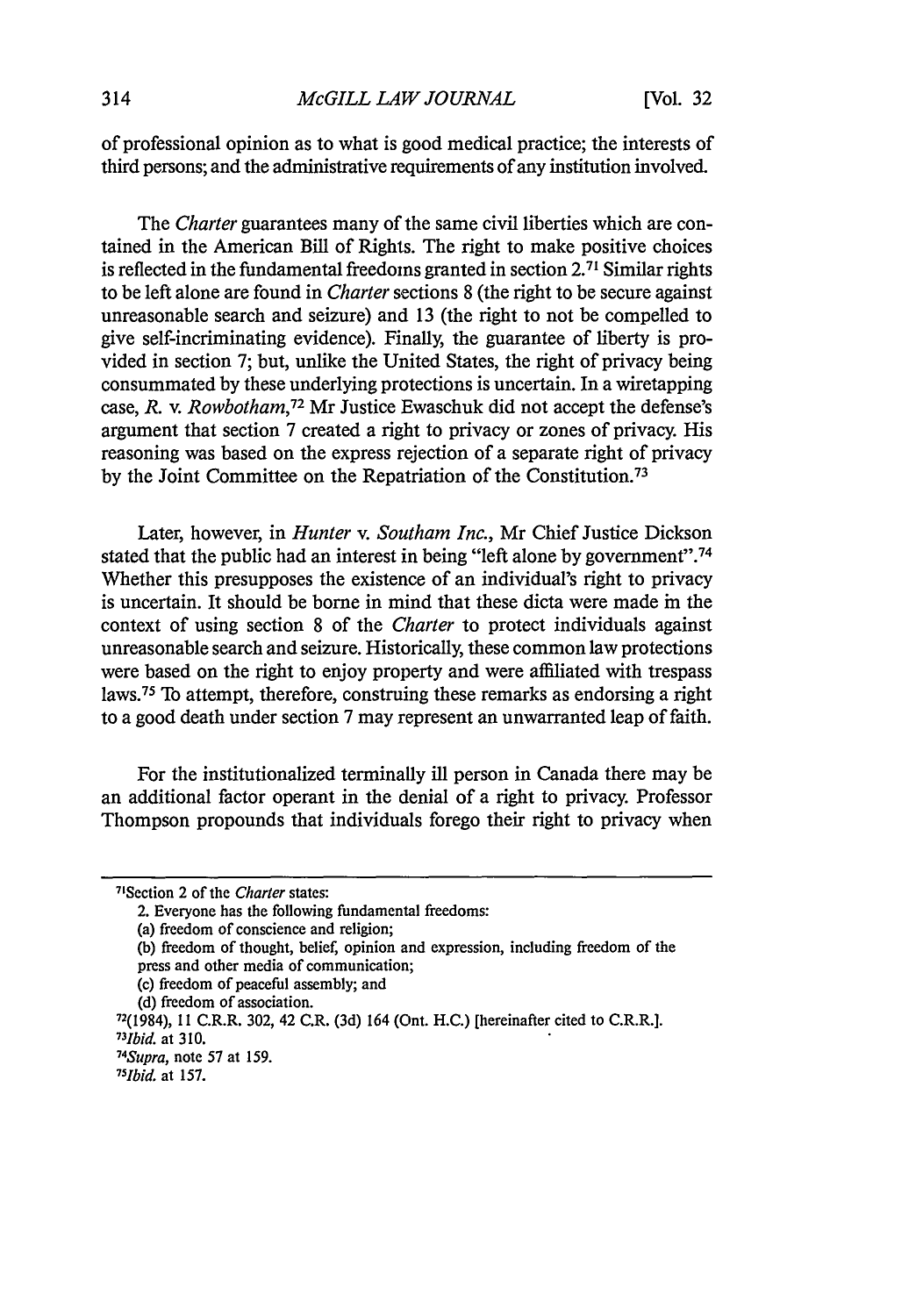of professional opinion as to what is good medical practice; the interests of third persons; and the administrative requirements of any institution involved.

The *Charter* guarantees many of the same civil liberties which are contained in the American Bill of Rights. The right to make positive choices is reflected in the fundamental freedoms granted in section 2.[71] Similar rights to be left alone are found in *Charter* sections 8 (the right to be secure against unreasonable search and seizure) and 13 (the right to not be compelled to give self-incriminating evidence). Finally, the guarantee of liberty is provided in section 7; but, unlike the United States, the right of privacy being consummated by these underlying protections is uncertain. In a wiretapping case, *R. v. Rowbotham*,[72] Mr Justice Ewaschuk did not accept the defense's argument that section 7 created a right to privacy or zones of privacy. His reasoning was based on the express rejection of a separate right of privacy by the Joint Committee on the Repatriation of the Constitution.[73]

Later, however, in *Hunter v. Southam Inc.*, Mr Chief Justice Dickson stated that the public had an interest in being "left alone by government".[74] Whether this presupposes the existence of an individual's right to privacy is uncertain. It should be borne in mind that these dicta were made in the context of using section 8 of the *Charter* to protect individuals against unreasonable search and seizure. Historically, these common law protections were based on the right to enjoy property and were affiliated with trespass laws.[75] To attempt, therefore, construing these remarks as endorsing a right to a good death under section 7 may represent an unwarranted leap of faith.

For the institutionalized terminally ill person in Canada there may be an additional factor operant in the denial of a right to privacy. Professor Thompson propounds that individuals forego their right to privacy when

---

[71]Section 2 of the *Charter* states:

2. Everyone has the following fundamental freedoms:
(a) freedom of conscience and religion;
(b) freedom of thought, belief, opinion and expression, including freedom of the press and other media of communication;
(c) freedom of peaceful assembly; and
(d) freedom of association.

[72](1984), 11 C.R.R. 302, 42 C.R. (3d) 164 (Ont. H.C.) [hereinafter cited to C.R.R.].

[73]*Ibid.* at 310.

[74]*Supra*, note 57 at 159.

[75]*Ibid.* at 157.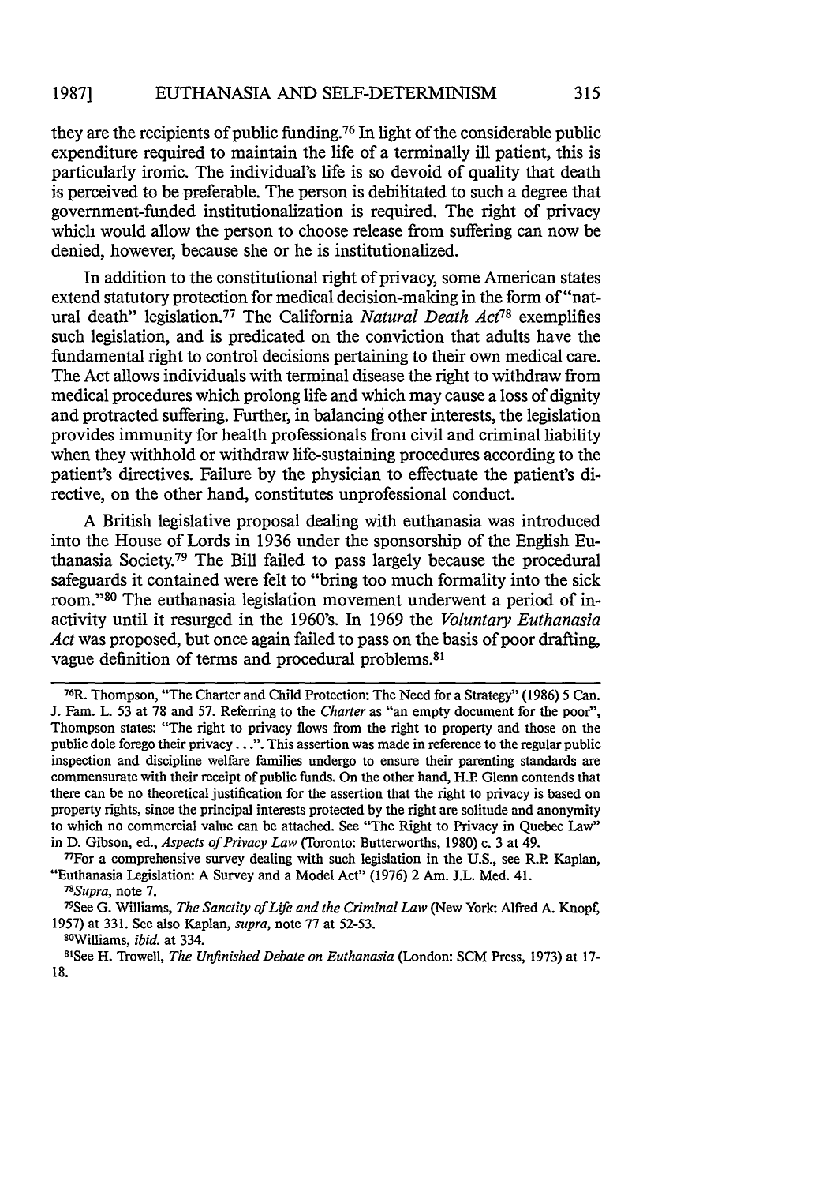they are the recipients of public funding.[76] In light of the considerable public expenditure required to maintain the life of a terminally ill patient, this is particularly ironic. The individual's life is so devoid of quality that death is perceived to be preferable. The person is debilitated to such a degree that government-funded institutionalization is required. The right of privacy which would allow the person to choose release from suffering can now be denied, however, because she or he is institutionalized.

In addition to the constitutional right of privacy, some American states extend statutory protection for medical decision-making in the form of "natural death" legislation.[77] The California *Natural Death Act*[78] exemplifies such legislation, and is predicated on the conviction that adults have the fundamental right to control decisions pertaining to their own medical care. The Act allows individuals with terminal disease the right to withdraw from medical procedures which prolong life and which may cause a loss of dignity and protracted suffering. Further, in balancing other interests, the legislation provides immunity for health professionals from civil and criminal liability when they withhold or withdraw life-sustaining procedures according to the patient's directives. Failure by the physician to effectuate the patient's directive, on the other hand, constitutes unprofessional conduct.

A British legislative proposal dealing with euthanasia was introduced into the House of Lords in 1936 under the sponsorship of the English Euthanasia Society.[79] The Bill failed to pass largely because the procedural safeguards it contained were felt to "bring too much formality into the sick room."[80] The euthanasia legislation movement underwent a period of inactivity until it resurged in the 1960's. In 1969 the *Voluntary Euthanasia Act* was proposed, but once again failed to pass on the basis of poor drafting, vague definition of terms and procedural problems.[81]

---

[76]R. Thompson, "The Charter and Child Protection: The Need for a Strategy" (1986) 5 Can. J. Fam. L. 53 at 78 and 57. Referring to the *Charter* as "an empty document for the poor", Thompson states: "The right to privacy flows from the right to property and those on the public dole forego their privacy . . .". This assertion was made in reference to the regular public inspection and discipline welfare families undergo to ensure their parenting standards are commensurate with their receipt of public funds. On the other hand, H.P. Glenn contends that there can be no theoretical justification for the assertion that the right to privacy is based on property rights, since the principal interests protected by the right are solitude and anonymity to which no commercial value can be attached. See "The Right to Privacy in Quebec Law" in D. Gibson, ed., *Aspects of Privacy Law* (Toronto: Butterworths, 1980) c. 3 at 49.

[77]For a comprehensive survey dealing with such legislation in the U.S., see R.P. Kaplan, "Euthanasia Legislation: A Survey and a Model Act" (1976) 2 Am. J.L. Med. 41.

[78]*Supra*, note 7.

[79]See G. Williams, *The Sanctity of Life and the Criminal Law* (New York: Alfred A. Knopf, 1957) at 331. See also Kaplan, *supra*, note 77 at 52-53.

[80]Williams, *ibid.* at 334.

[81]See H. Trowell, *The Unfinished Debate on Euthanasia* (London: SCM Press, 1973) at 17-18.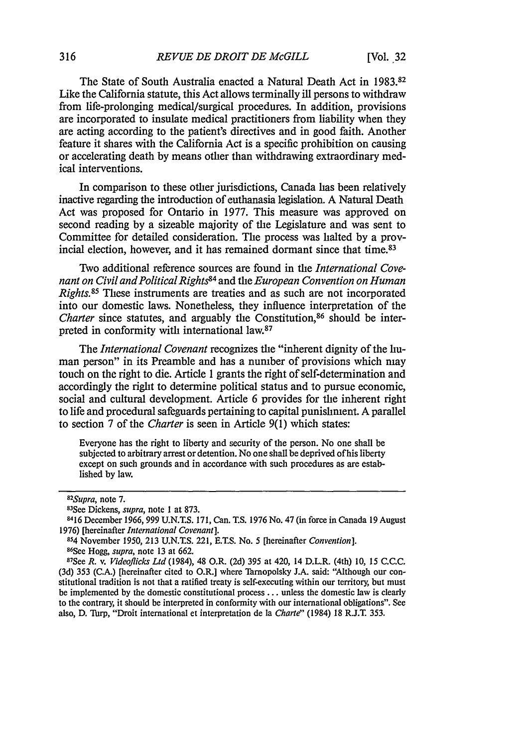The State of South Australia enacted a Natural Death Act in 1983.[82] Like the California statute, this Act allows terminally ill persons to withdraw from life-prolonging medical/surgical procedures. In addition, provisions are incorporated to insulate medical practitioners from liability when they are acting according to the patient's directives and in good faith. Another feature it shares with the California Act is a specific prohibition on causing or accelerating death by means other than withdrawing extraordinary medical interventions.

In comparison to these other jurisdictions, Canada has been relatively inactive regarding the introduction of euthanasia legislation. A Natural Death Act was proposed for Ontario in 1977. This measure was approved on second reading by a sizeable majority of the Legislature and was sent to Committee for detailed consideration. The process was halted by a provincial election, however, and it has remained dormant since that time.[83]

Two additional reference sources are found in the *International Covenant on Civil and Political Rights*[84] and the *European Convention on Human Rights*.[85] These instruments are treaties and as such are not incorporated into our domestic laws. Nonetheless, they influence interpretation of the *Charter* since statutes, and arguably the Constitution,[86] should be interpreted in conformity with international law.[87]

The *International Covenant* recognizes the "inherent dignity of the human person" in its Preamble and has a number of provisions which may touch on the right to die. Article 1 grants the right of self-determination and accordingly the right to determine political status and to pursue economic, social and cultural development. Article 6 provides for the inherent right to life and procedural safeguards pertaining to capital punishment. A parallel to section 7 of the *Charter* is seen in Article 9(1) which states:

> Everyone has the right to liberty and security of the person. No one shall be subjected to arbitrary arrest or detention. No one shall be deprived of his liberty except on such grounds and in accordance with such procedures as are established by law.

---

[82] *Supra*, note 7.

[83] See Dickens, *supra*, note 1 at 873.

[84] 16 December 1966, 999 U.N.T.S. 171, Can. T.S. 1976 No. 47 (in force in Canada 19 August 1976) [hereinafter *International Covenant*].

[85] 4 November 1950, 213 U.N.T.S. 221, E.T.S. No. 5 [hereinafter *Convention*].

[86] See Hogg, *supra*, note 13 at 662.

[87] See *R. v. Videoflicks Ltd* (1984), 48 O.R. (2d) 395 at 420, 14 D.L.R. (4th) 10, 15 C.C.C. (3d) 353 (C.A.) [hereinafter cited to O.R.] where Tarnopolsky J.A. said: "Although our constitutional tradition is not that a ratified treaty is self-executing within our territory, but must be implemented by the domestic constitutional process ... unless the domestic law is clearly to the contrary, it should be interpreted in conformity with our international obligations". See also, D. Turp, "Droit international et interpretation de la *Charte*" (1984) 18 R.J.T. 353.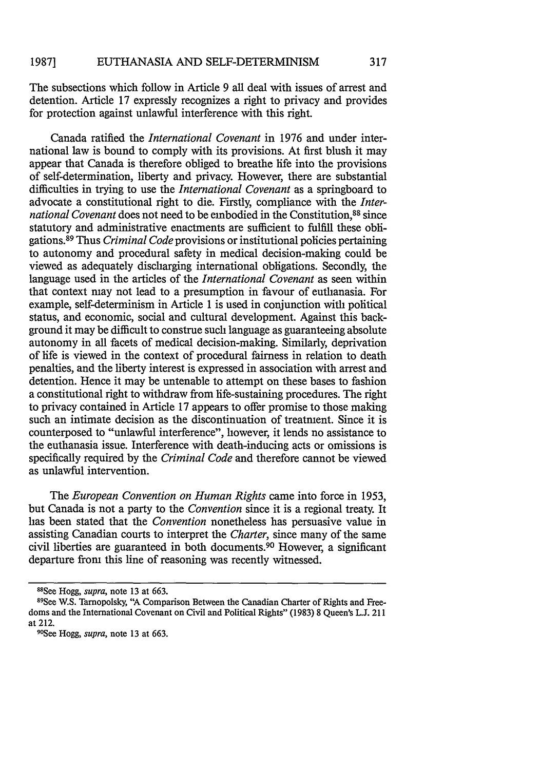The subsections which follow in Article 9 all deal with issues of arrest and detention. Article 17 expressly recognizes a right to privacy and provides for protection against unlawful interference with this right.

Canada ratified the *International Covenant* in 1976 and under international law is bound to comply with its provisions. At first blush it may appear that Canada is therefore obliged to breathe life into the provisions of self-determination, liberty and privacy. However, there are substantial difficulties in trying to use the *International Covenant* as a springboard to advocate a constitutional right to die. Firstly, compliance with the *International Covenant* does not need to be embodied in the Constitution,[88] since statutory and administrative enactments are sufficient to fulfill these obligations.[89] Thus *Criminal Code* provisions or institutional policies pertaining to autonomy and procedural safety in medical decision-making could be viewed as adequately discharging international obligations. Secondly, the language used in the articles of the *International Covenant* as seen within that context may not lead to a presumption in favour of euthanasia. For example, self-determinism in Article 1 is used in conjunction with political status, and economic, social and cultural development. Against this background it may be difficult to construe such language as guaranteeing absolute autonomy in all facets of medical decision-making. Similarly, deprivation of life is viewed in the context of procedural fairness in relation to death penalties, and the liberty interest is expressed in association with arrest and detention. Hence it may be untenable to attempt on these bases to fashion a constitutional right to withdraw from life-sustaining procedures. The right to privacy contained in Article 17 appears to offer promise to those making such an intimate decision as the discontinuation of treatment. Since it is counterposed to "unlawful interference", however, it lends no assistance to the euthanasia issue. Interference with death-inducing acts or omissions is specifically required by the *Criminal Code* and therefore cannot be viewed as unlawful intervention.

The *European Convention on Human Rights* came into force in 1953, but Canada is not a party to the *Convention* since it is a regional treaty. It has been stated that the *Convention* nonetheless has persuasive value in assisting Canadian courts to interpret the *Charter*, since many of the same civil liberties are guaranteed in both documents.[90] However, a significant departure from this line of reasoning was recently witnessed.

---

[88]See Hogg, *supra*, note 13 at 663.

[89]See W.S. Tarnopolsky, "A Comparison Between the Canadian Charter of Rights and Freedoms and the International Covenant on Civil and Political Rights" (1983) 8 Queen's L.J. 211 at 212.

[90]See Hogg, *supra*, note 13 at 663.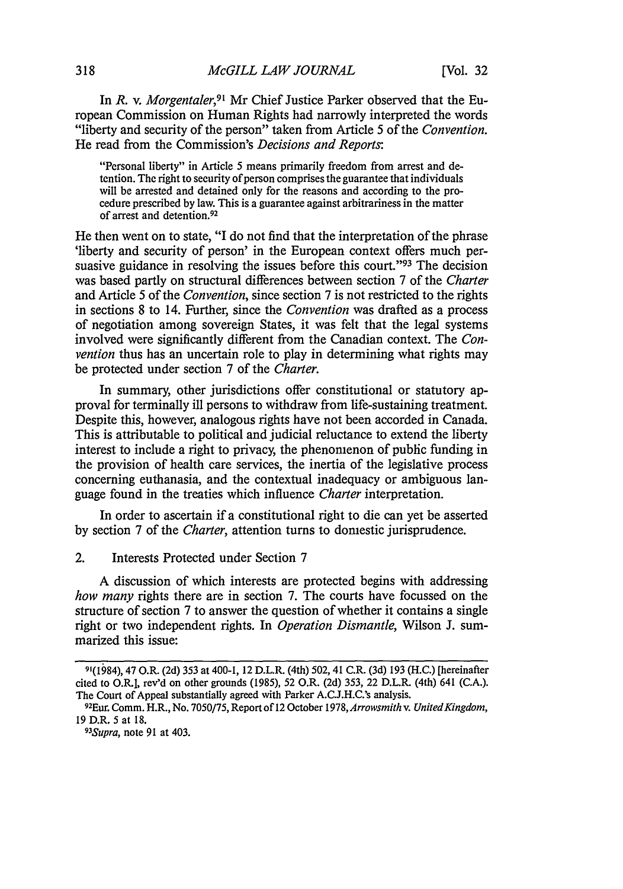In *R. v. Morgentaler*,[91] Mr Chief Justice Parker observed that the European Commission on Human Rights had narrowly interpreted the words "liberty and security of the person" taken from Article 5 of the *Convention*. He read from the Commission's *Decisions and Reports*:

> "Personal liberty" in Article 5 means primarily freedom from arrest and detention. The right to security of person comprises the guarantee that individuals will be arrested and detained only for the reasons and according to the procedure prescribed by law. This is a guarantee against arbitrariness in the matter of arrest and detention.[92]

He then went on to state, "I do not find that the interpretation of the phrase 'liberty and security of person' in the European context offers much persuasive guidance in resolving the issues before this court."[93] The decision was based partly on structural differences between section 7 of the *Charter* and Article 5 of the *Convention*, since section 7 is not restricted to the rights in sections 8 to 14. Further, since the *Convention* was drafted as a process of negotiation among sovereign States, it was felt that the legal systems involved were significantly different from the Canadian context. The *Convention* thus has an uncertain role to play in determining what rights may be protected under section 7 of the *Charter*.

In summary, other jurisdictions offer constitutional or statutory approval for terminally ill persons to withdraw from life-sustaining treatment. Despite this, however, analogous rights have not been accorded in Canada. This is attributable to political and judicial reluctance to extend the liberty interest to include a right to privacy, the phenomenon of public funding in the provision of health care services, the inertia of the legislative process concerning euthanasia, and the contextual inadequacy or ambiguous language found in the treaties which influence *Charter* interpretation.

In order to ascertain if a constitutional right to die can yet be asserted by section 7 of the *Charter*, attention turns to domestic jurisprudence.

### 2. Interests Protected under Section 7

A discussion of which interests are protected begins with addressing *how many* rights there are in section 7. The courts have focussed on the structure of section 7 to answer the question of whether it contains a single right or two independent rights. In *Operation Dismantle*, Wilson J. summarized this issue:

---

[91](1984), 47 O.R. (2d) 353 at 400-1, 12 D.L.R. (4th) 502, 41 C.R. (3d) 193 (H.C.) [hereinafter cited to O.R.], rev'd on other grounds (1985), 52 O.R. (2d) 353, 22 D.L.R. (4th) 641 (C.A.). The Court of Appeal substantially agreed with Parker A.C.J.H.C.'s analysis.

[92]Eur. Comm. H.R., No. 7050/75, Report of 12 October 1978, *Arrowsmith v. United Kingdom*, 19 D.R. 5 at 18.

[93]*Supra*, note 91 at 403.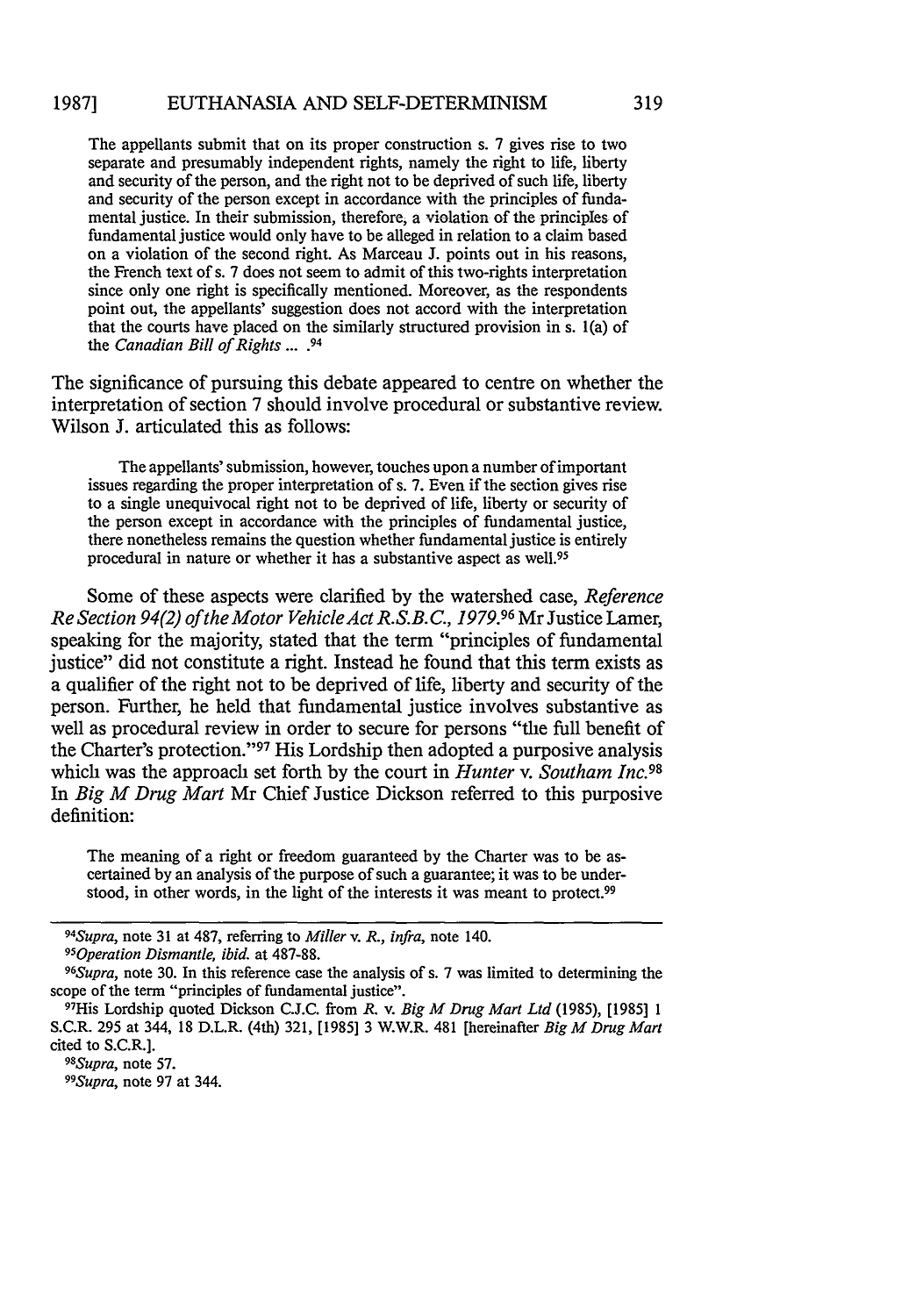> The appellants submit that on its proper construction s. 7 gives rise to two separate and presumably independent rights, namely the right to life, liberty and security of the person, and the right not to be deprived of such life, liberty and security of the person except in accordance with the principles of fundamental justice. In their submission, therefore, a violation of the principles of fundamental justice would only have to be alleged in relation to a claim based on a violation of the second right. As Marceau J. points out in his reasons, the French text of s. 7 does not seem to admit of this two-rights interpretation since only one right is specifically mentioned. Moreover, as the respondents point out, the appellants' suggestion does not accord with the interpretation that the courts have placed on the similarly structured provision in s. 1(a) of the *Canadian Bill of Rights ...* .[94]

The significance of pursuing this debate appeared to centre on whether the interpretation of section 7 should involve procedural or substantive review. Wilson J. articulated this as follows:

> The appellants' submission, however, touches upon a number of important issues regarding the proper interpretation of s. 7. Even if the section gives rise to a single unequivocal right not to be deprived of life, liberty or security of the person except in accordance with the principles of fundamental justice, there nonetheless remains the question whether fundamental justice is entirely procedural in nature or whether it has a substantive aspect as well.[95]

Some of these aspects were clarified by the watershed case, *Reference Re Section 94(2) of the Motor Vehicle Act R.S.B.C., 1979.*[96] Mr Justice Lamer, speaking for the majority, stated that the term "principles of fundamental justice" did not constitute a right. Instead he found that this term exists as a qualifier of the right not to be deprived of life, liberty and security of the person. Further, he held that fundamental justice involves substantive as well as procedural review in order to secure for persons "the full benefit of the Charter's protection."[97] His Lordship then adopted a purposive analysis which was the approach set forth by the court in *Hunter v. Southam Inc.*[98] In *Big M Drug Mart* Mr Chief Justice Dickson referred to this purposive definition:

> The meaning of a right or freedom guaranteed by the Charter was to be ascertained by an analysis of the purpose of such a guarantee; it was to be understood, in other words, in the light of the interests it was meant to protect.[99]

---

[94] *Supra*, note 31 at 487, referring to *Miller v. R., infra*, note 140.

[95] *Operation Dismantle, ibid.* at 487-88.

[96] *Supra*, note 30. In this reference case the analysis of s. 7 was limited to determining the scope of the term "principles of fundamental justice".

[97] His Lordship quoted Dickson C.J.C. from *R. v. Big M Drug Mart Ltd* (1985), [1985] 1 S.C.R. 295 at 344, 18 D.L.R. (4th) 321, [1985] 3 W.W.R. 481 [hereinafter *Big M Drug Mart* cited to S.C.R.].

[98] *Supra*, note 57.

[99] *Supra*, note 97 at 344.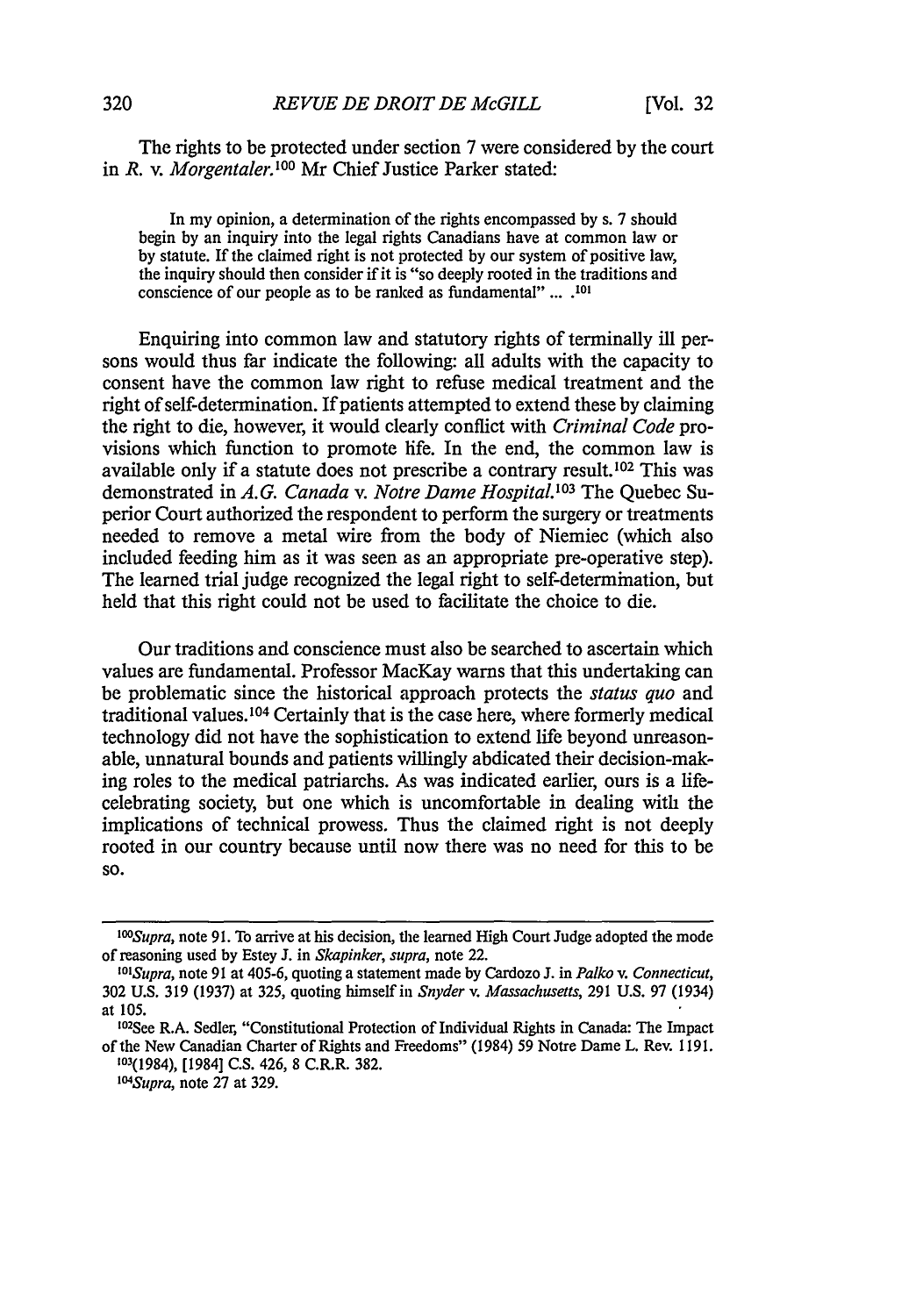The rights to be protected under section 7 were considered by the court in *R. v. Morgentaler.*[100] Mr Chief Justice Parker stated:

> In my opinion, a determination of the rights encompassed by s. 7 should begin by an inquiry into the legal rights Canadians have at common law or by statute. If the claimed right is not protected by our system of positive law, the inquiry should then consider if it is "so deeply rooted in the traditions and conscience of our people as to be ranked as fundamental" ... .[101]

Enquiring into common law and statutory rights of terminally ill persons would thus far indicate the following: all adults with the capacity to consent have the common law right to refuse medical treatment and the right of self-determination. If patients attempted to extend these by claiming the right to die, however, it would clearly conflict with *Criminal Code* provisions which function to promote life. In the end, the common law is available only if a statute does not prescribe a contrary result.[102] This was demonstrated in *A.G. Canada* v. *Notre Dame Hospital.*[103] The Quebec Superior Court authorized the respondent to perform the surgery or treatments needed to remove a metal wire from the body of Niemiec (which also included feeding him as it was seen as an appropriate pre-operative step). The learned trial judge recognized the legal right to self-determination, but held that this right could not be used to facilitate the choice to die.

Our traditions and conscience must also be searched to ascertain which values are fundamental. Professor MacKay warns that this undertaking can be problematic since the historical approach protects the *status quo* and traditional values.[104] Certainly that is the case here, where formerly medical technology did not have the sophistication to extend life beyond unreasonable, unnatural bounds and patients willingly abdicated their decision-making roles to the medical patriarchs. As was indicated earlier, ours is a life-celebrating society, but one which is uncomfortable in dealing with the implications of technical prowess. Thus the claimed right is not deeply rooted in our country because until now there was no need for this to be so.

---

[100] *Supra*, note 91. To arrive at his decision, the learned High Court Judge adopted the mode of reasoning used by Estey J. in *Skapinker*, *supra*, note 22.

[101] *Supra*, note 91 at 405-6, quoting a statement made by Cardozo J. in *Palko* v. *Connecticut*, 302 U.S. 319 (1937) at 325, quoting himself in *Snyder* v. *Massachusetts*, 291 U.S. 97 (1934) at 105.

[102] See R.A. Sedler, "Constitutional Protection of Individual Rights in Canada: The Impact of the New Canadian Charter of Rights and Freedoms" (1984) 59 Notre Dame L. Rev. 1191.

[103] (1984), [1984] C.S. 426, 8 C.R.R. 382.

[104] *Supra*, note 27 at 329.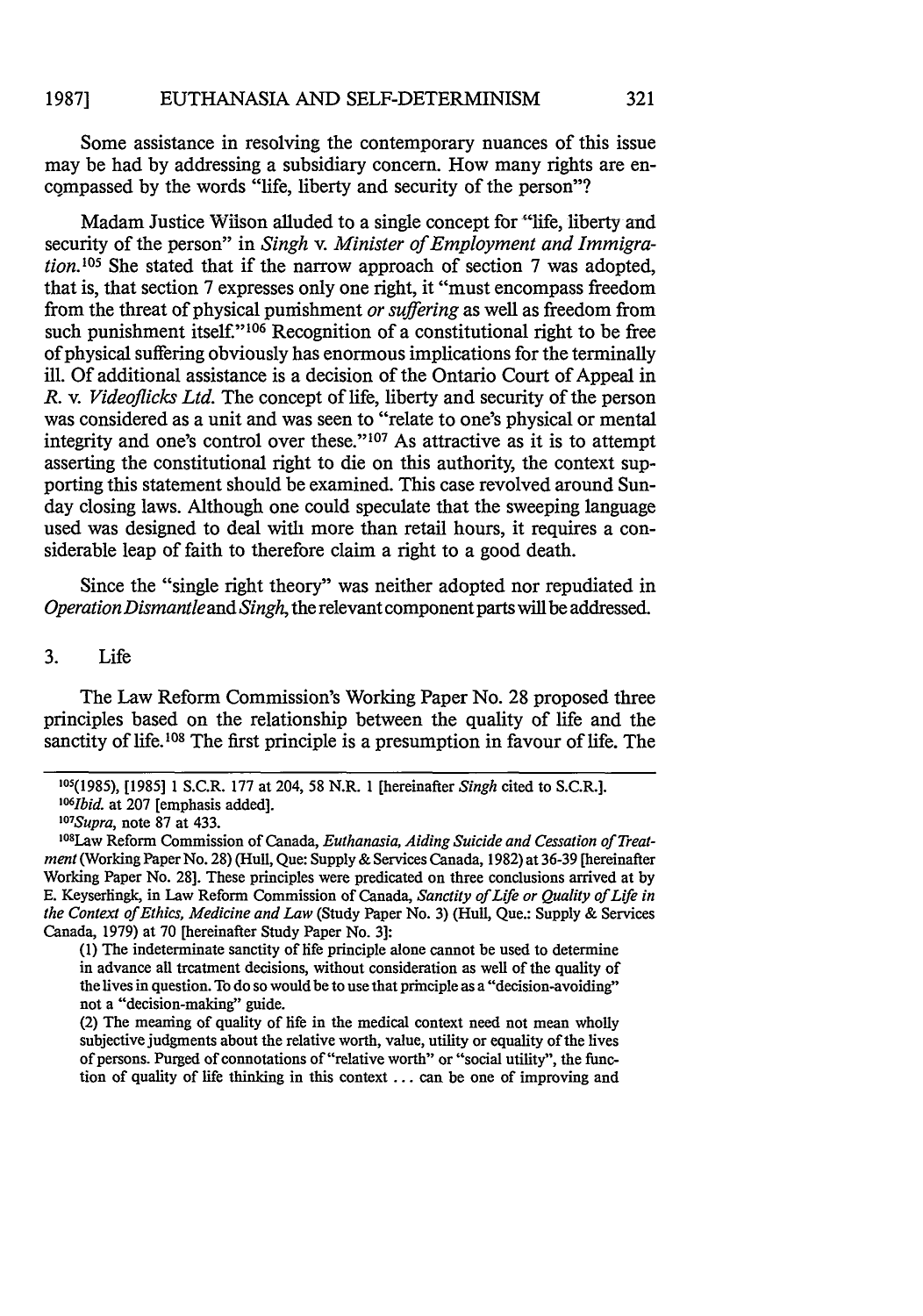Some assistance in resolving the contemporary nuances of this issue may be had by addressing a subsidiary concern. How many rights are encompassed by the words "life, liberty and security of the person"?

Madam Justice Wilson alluded to a single concept for "life, liberty and security of the person" in *Singh v. Minister of Employment and Immigration.*[105] She stated that if the narrow approach of section 7 was adopted, that is, that section 7 expresses only one right, it "must encompass freedom from the threat of physical punishment *or suffering* as well as freedom from such punishment itself."[106] Recognition of a constitutional right to be free of physical suffering obviously has enormous implications for the terminally ill. Of additional assistance is a decision of the Ontario Court of Appeal in *R. v. Videoflicks Ltd.* The concept of life, liberty and security of the person was considered as a unit and was seen to "relate to one's physical or mental integrity and one's control over these."[107] As attractive as it is to attempt asserting the constitutional right to die on this authority, the context supporting this statement should be examined. This case revolved around Sunday closing laws. Although one could speculate that the sweeping language used was designed to deal with more than retail hours, it requires a considerable leap of faith to therefore claim a right to a good death.

Since the "single right theory" was neither adopted nor repudiated in *Operation Dismantle* and *Singh*, the relevant component parts will be addressed.

### 3. Life

The Law Reform Commission's Working Paper No. 28 proposed three principles based on the relationship between the quality of life and the sanctity of life.[108] The first principle is a presumption in favour of life. The

---

[105](1985), [1985] 1 S.C.R. 177 at 204, 58 N.R. 1 [hereinafter *Singh* cited to S.C.R.].

[106]*Ibid.* at 207 [emphasis added].

[107]*Supra*, note 87 at 433.

[108]Law Reform Commission of Canada, *Euthanasia, Aiding Suicide and Cessation of Treatment* (Working Paper No. 28) (Hull, Que: Supply & Services Canada, 1982) at 36-39 [hereinafter Working Paper No. 28]. These principles were predicated on three conclusions arrived at by E. Keyserlingk, in Law Reform Commission of Canada, *Sanctity of Life or Quality of Life in the Context of Ethics, Medicine and Law* (Study Paper No. 3) (Hull, Que.: Supply & Services Canada, 1979) at 70 [hereinafter Study Paper No. 3]:

> (1) The indeterminate sanctity of life principle alone cannot be used to determine in advance all treatment decisions, without consideration as well of the quality of the lives in question. To do so would be to use that principle as a "decision-avoiding" not a "decision-making" guide.
>
> (2) The meaning of quality of life in the medical context need not mean wholly subjective judgments about the relative worth, value, utility or equality of the lives of persons. Purged of connotations of "relative worth" or "social utility", the function of quality of life thinking in this context ... can be one of improving and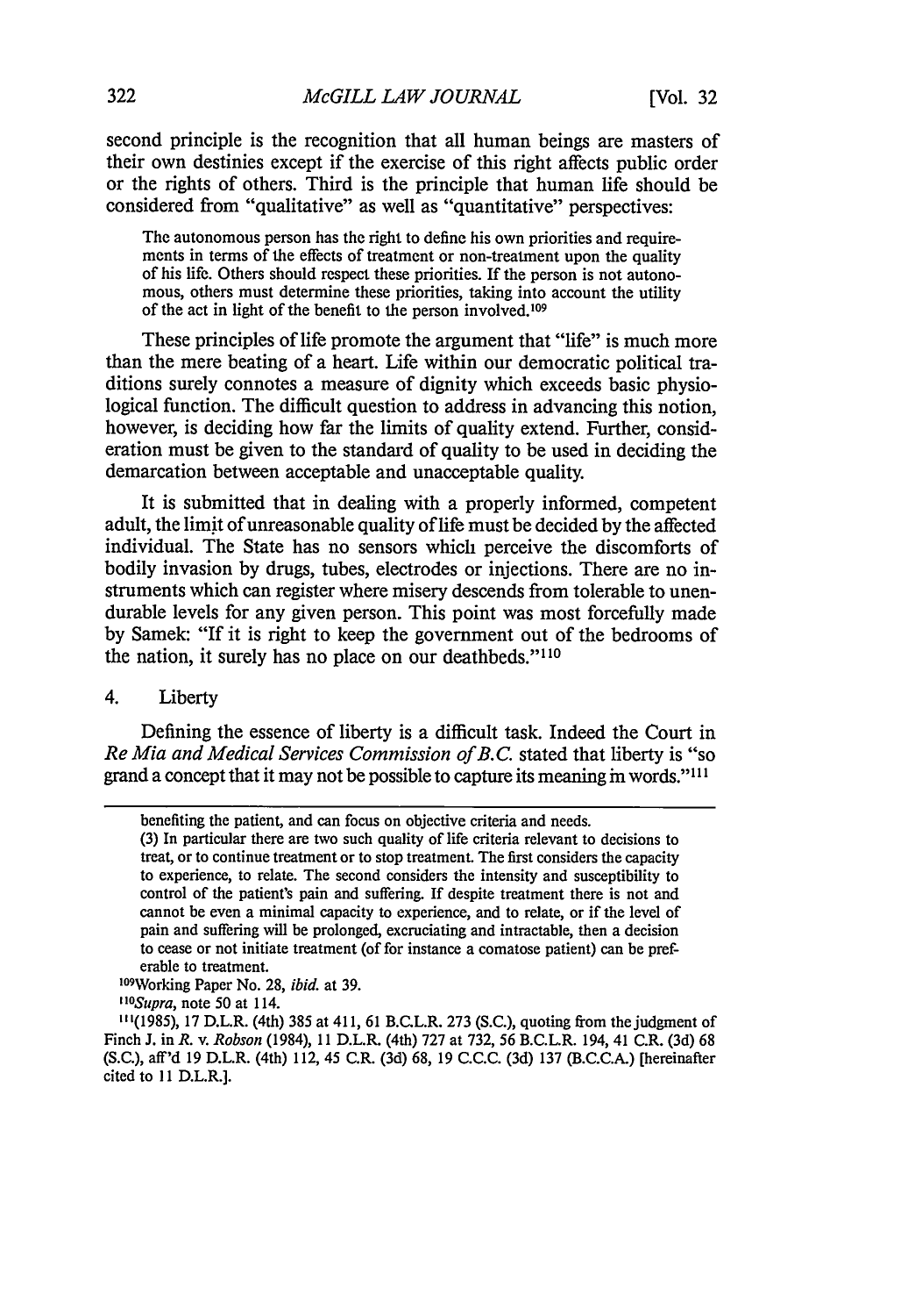second principle is the recognition that all human beings are masters of their own destinies except if the exercise of this right affects public order or the rights of others. Third is the principle that human life should be considered from "qualitative" as well as "quantitative" perspectives:

> The autonomous person has the right to define his own priorities and requirements in terms of the effects of treatment or non-treatment upon the quality of his life. Others should respect these priorities. If the person is not autonomous, others must determine these priorities, taking into account the utility of the act in light of the benefit to the person involved.[109]

These principles of life promote the argument that "life" is much more than the mere beating of a heart. Life within our democratic political traditions surely connotes a measure of dignity which exceeds basic physiological function. The difficult question to address in advancing this notion, however, is deciding how far the limits of quality extend. Further, consideration must be given to the standard of quality to be used in deciding the demarcation between acceptable and unacceptable quality.

It is submitted that in dealing with a properly informed, competent adult, the limit of unreasonable quality of life must be decided by the affected individual. The State has no sensors which perceive the discomforts of bodily invasion by drugs, tubes, electrodes or injections. There are no instruments which can register where misery descends from tolerable to unendurable levels for any given person. This point was most forcefully made by Samek: "If it is right to keep the government out of the bedrooms of the nation, it surely has no place on our deathbeds."[110]

### 4. Liberty

Defining the essence of liberty is a difficult task. Indeed the Court in *Re Mia and Medical Services Commission of B.C.* stated that liberty is "so grand a concept that it may not be possible to capture its meaning in words."[111]

---

benefiting the patient, and can focus on objective criteria and needs.

(3) In particular there are two such quality of life criteria relevant to decisions to treat, or to continue treatment or to stop treatment. The first considers the capacity to experience, to relate. The second considers the intensity and susceptibility to control of the patient's pain and suffering. If despite treatment there is not and cannot be even a minimal capacity to experience, and to relate, or if the level of pain and suffering will be prolonged, excruciating and intractable, then a decision to cease or not initiate treatment (of for instance a comatose patient) can be preferable to treatment.

[109] Working Paper No. 28, *ibid.* at 39.

[110] *Supra*, note 50 at 114.

[111] (1985), 17 D.L.R. (4th) 385 at 411, 61 B.C.L.R. 273 (S.C.), quoting from the judgment of Finch J. in *R. v. Robson* (1984), 11 D.L.R. (4th) 727 at 732, 56 B.C.L.R. 194, 41 C.R. (3d) 68 (S.C.), aff'd 19 D.L.R. (4th) 112, 45 C.R. (3d) 68, 19 C.C.C. (3d) 137 (B.C.C.A.) [hereinafter cited to 11 D.L.R.].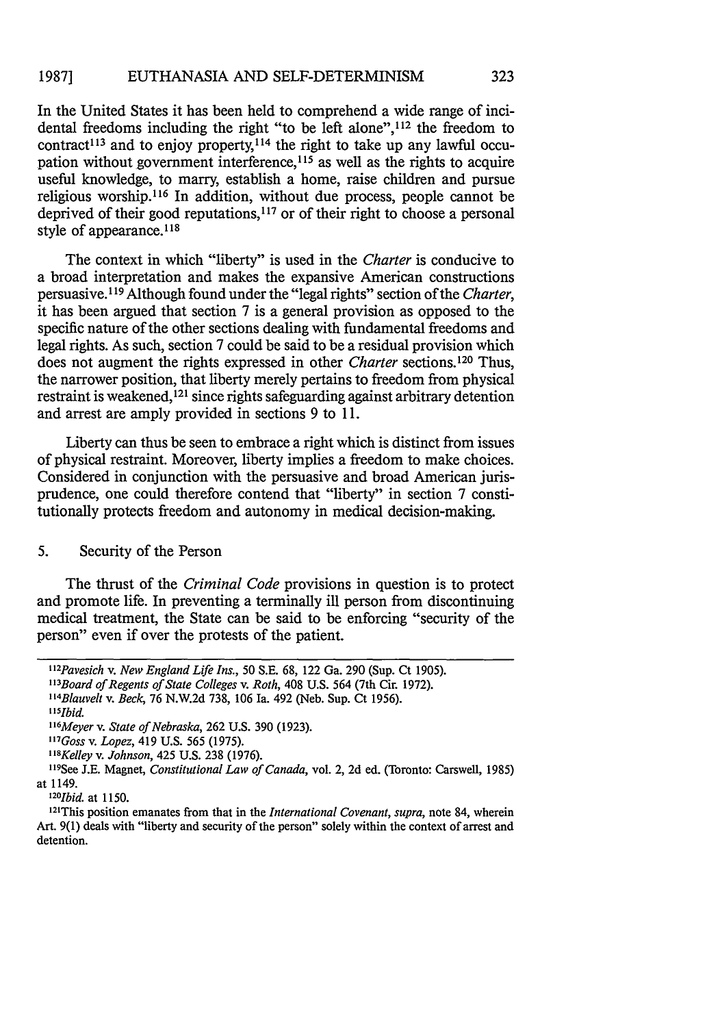In the United States it has been held to comprehend a wide range of incidental freedoms including the right "to be left alone",[112] the freedom to contract[113] and to enjoy property,[114] the right to take up any lawful occupation without government interference,[115] as well as the rights to acquire useful knowledge, to marry, establish a home, raise children and pursue religious worship.[116] In addition, without due process, people cannot be deprived of their good reputations,[117] or of their right to choose a personal style of appearance.[118]

The context in which "liberty" is used in the *Charter* is conducive to a broad interpretation and makes the expansive American constructions persuasive.[119] Although found under the "legal rights" section of the *Charter*, it has been argued that section 7 is a general provision as opposed to the specific nature of the other sections dealing with fundamental freedoms and legal rights. As such, section 7 could be said to be a residual provision which does not augment the rights expressed in other *Charter* sections.[120] Thus, the narrower position, that liberty merely pertains to freedom from physical restraint is weakened,[121] since rights safeguarding against arbitrary detention and arrest are amply provided in sections 9 to 11.

Liberty can thus be seen to embrace a right which is distinct from issues of physical restraint. Moreover, liberty implies a freedom to make choices. Considered in conjunction with the persuasive and broad American jurisprudence, one could therefore contend that "liberty" in section 7 constitutionally protects freedom and autonomy in medical decision-making.

### 5. Security of the Person

The thrust of the *Criminal Code* provisions in question is to protect and promote life. In preventing a terminally ill person from discontinuing medical treatment, the State can be said to be enforcing "security of the person" even if over the protests of the patient.

---

[112] *Pavesich* v. *New England Life Ins.*, 50 S.E. 68, 122 Ga. 290 (Sup. Ct 1905).

[113] *Board of Regents of State Colleges* v. *Roth*, 408 U.S. 564 (7th Cir. 1972).

[114] *Blauvelt* v. *Beck*, 76 N.W.2d 738, 106 Ia. 492 (Neb. Sup. Ct 1956).

[115] *Ibid.*

[116] *Meyer* v. *State of Nebraska*, 262 U.S. 390 (1923).

[117] *Goss* v. *Lopez*, 419 U.S. 565 (1975).

[118] *Kelley* v. *Johnson*, 425 U.S. 238 (1976).

[119] See J.E. Magnet, *Constitutional Law of Canada*, vol. 2, 2d ed. (Toronto: Carswell, 1985) at 1149.

[120] *Ibid.* at 1150.

[121] This position emanates from that in the *International Covenant*, *supra*, note 84, wherein Art. 9(1) deals with "liberty and security of the person" solely within the context of arrest and detention.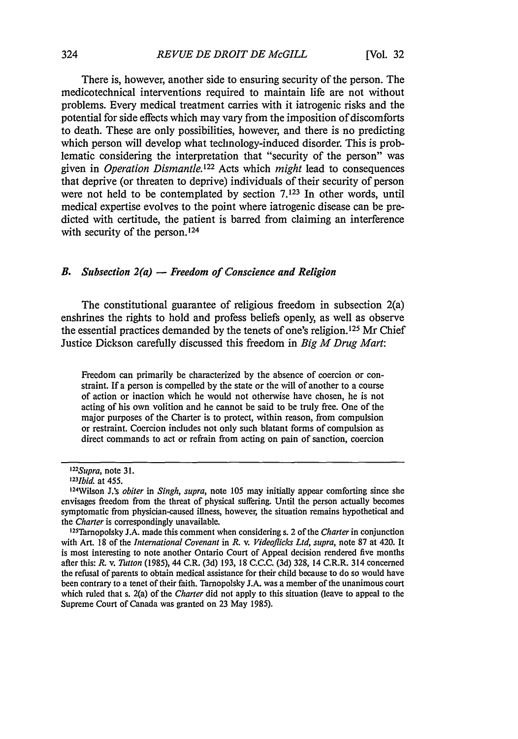There is, however, another side to ensuring security of the person. The medicotechnical interventions required to maintain life are not without problems. Every medical treatment carries with it iatrogenic risks and the potential for side effects which may vary from the imposition of discomforts to death. These are only possibilities, however, and there is no predicting which person will develop what technology-induced disorder. This is problematic considering the interpretation that "security of the person" was given in *Operation Dismantle*.[122] Acts which *might* lead to consequences that deprive (or threaten to deprive) individuals of their security of person were not held to be contemplated by section 7.[123] In other words, until medical expertise evolves to the point where iatrogenic disease can be predicted with certitude, the patient is barred from claiming an interference with security of the person.[124]

### *B. Subsection 2(a) — Freedom of Conscience and Religion*

The constitutional guarantee of religious freedom in subsection 2(a) enshrines the rights to hold and profess beliefs openly, as well as observe the essential practices demanded by the tenets of one's religion.[125] Mr Chief Justice Dickson carefully discussed this freedom in *Big M Drug Mart*:

> Freedom can primarily be characterized by the absence of coercion or constraint. If a person is compelled by the state or the will of another to a course of action or inaction which he would not otherwise have chosen, he is not acting of his own volition and he cannot be said to be truly free. One of the major purposes of the Charter is to protect, within reason, from compulsion or restraint. Coercion includes not only such blatant forms of compulsion as direct commands to act or refrain from acting on pain of sanction, coercion

---

[122] *Supra*, note 31.

[123] *Ibid.* at 455.

[124] Wilson J.'s *obiter* in *Singh*, *supra*, note 105 may initially appear comforting since she envisages freedom from the threat of physical suffering. Until the person actually becomes symptomatic from physician-caused illness, however, the situation remains hypothetical and the *Charter* is correspondingly unavailable.

[125] Tarnopolsky J.A. made this comment when considering s. 2 of the *Charter* in conjunction with Art. 18 of the *International Covenant* in *R. v. Videoflicks Ltd*, *supra*, note 87 at 420. It is most interesting to note another Ontario Court of Appeal decision rendered five months after this: *R. v. Tutton* (1985), 44 C.R. (3d) 193, 18 C.C.C. (3d) 328, 14 C.R.R. 314 concerned the refusal of parents to obtain medical assistance for their child because to do so would have been contrary to a tenet of their faith. Tarnopolsky J.A. was a member of the unanimous court which ruled that s. 2(a) of the *Charter* did not apply to this situation (leave to appeal to the Supreme Court of Canada was granted on 23 May 1985).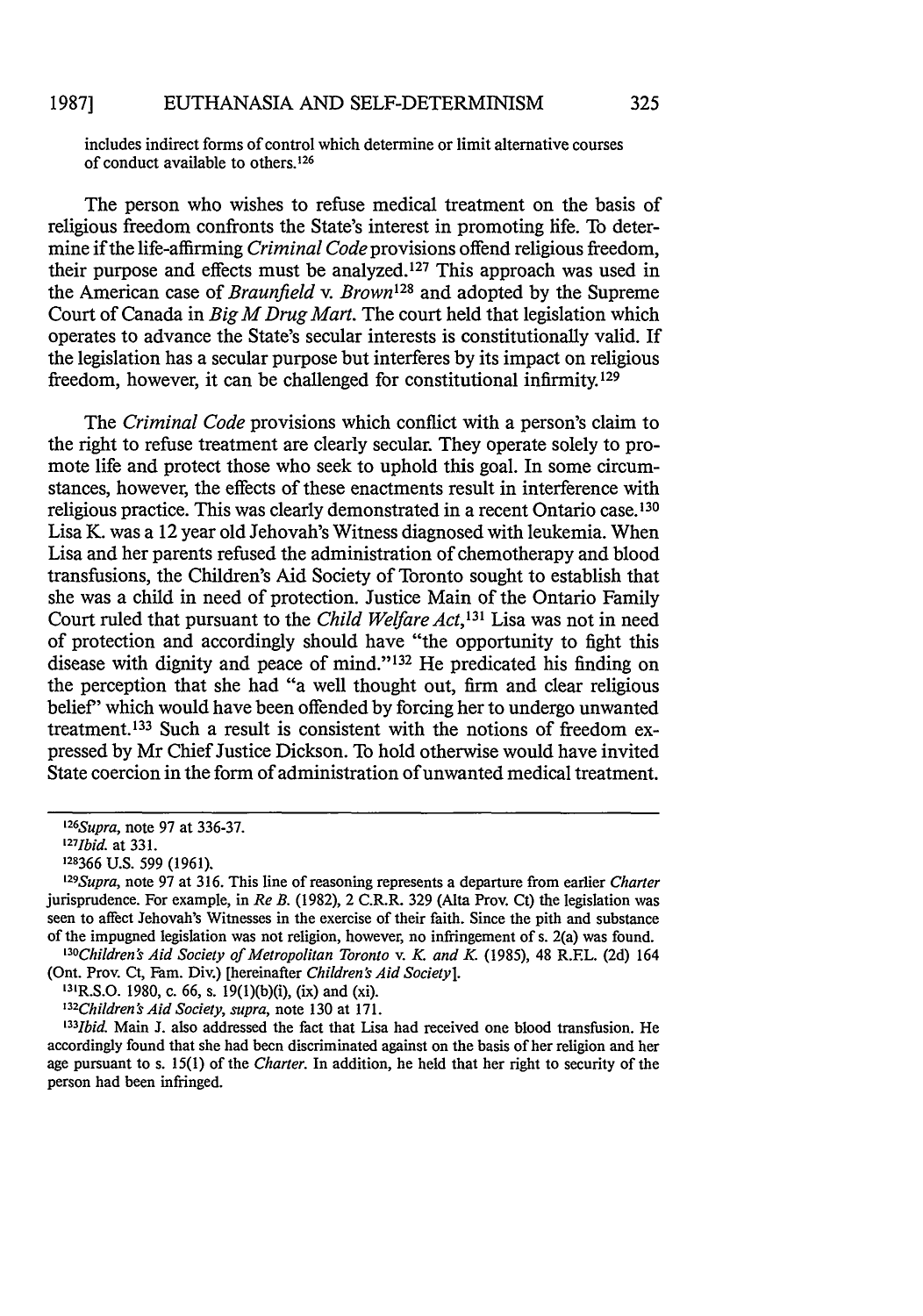includes indirect forms of control which determine or limit alternative courses of conduct available to others.[126]

The person who wishes to refuse medical treatment on the basis of religious freedom confronts the State's interest in promoting life. To determine if the life-affirming *Criminal Code* provisions offend religious freedom, their purpose and effects must be analyzed.[127] This approach was used in the American case of *Braunfield* v. *Brown*[128] and adopted by the Supreme Court of Canada in *Big M Drug Mart*. The court held that legislation which operates to advance the State's secular interests is constitutionally valid. If the legislation has a secular purpose but interferes by its impact on religious freedom, however, it can be challenged for constitutional infirmity.[129]

The *Criminal Code* provisions which conflict with a person's claim to the right to refuse treatment are clearly secular. They operate solely to promote life and protect those who seek to uphold this goal. In some circumstances, however, the effects of these enactments result in interference with religious practice. This was clearly demonstrated in a recent Ontario case.[130] Lisa K. was a 12 year old Jehovah's Witness diagnosed with leukemia. When Lisa and her parents refused the administration of chemotherapy and blood transfusions, the Children's Aid Society of Toronto sought to establish that she was a child in need of protection. Justice Main of the Ontario Family Court ruled that pursuant to the *Child Welfare Act*,[131] Lisa was not in need of protection and accordingly should have "the opportunity to fight this disease with dignity and peace of mind."[132] He predicated his finding on the perception that she had "a well thought out, firm and clear religious belief" which would have been offended by forcing her to undergo unwanted treatment.[133] Such a result is consistent with the notions of freedom expressed by Mr Chief Justice Dickson. To hold otherwise would have invited State coercion in the form of administration of unwanted medical treatment.

---

[126]*Supra*, note 97 at 336-37.

[127]*Ibid.* at 331.

[128]366 U.S. 599 (1961).

[129]*Supra*, note 97 at 316. This line of reasoning represents a departure from earlier *Charter* jurisprudence. For example, in *Re B.* (1982), 2 C.R.R. 329 (Alta Prov. Ct) the legislation was seen to affect Jehovah's Witnesses in the exercise of their faith. Since the pith and substance of the impugned legislation was not religion, however, no infringement of s. 2(a) was found.

[130]*Children's Aid Society of Metropolitan Toronto* v. *K. and K.* (1985), 48 R.F.L. (2d) 164 (Ont. Prov. Ct, Fam. Div.) [hereinafter *Children's Aid Society*].

[131]R.S.O. 1980, c. 66, s. 19(1)(b)(i), (ix) and (xi).

[132]*Children's Aid Society, supra*, note 130 at 171.

[133]*Ibid.* Main J. also addressed the fact that Lisa had received one blood transfusion. He accordingly found that she had been discriminated against on the basis of her religion and her age pursuant to s. 15(1) of the *Charter*. In addition, he held that her right to security of the person had been infringed.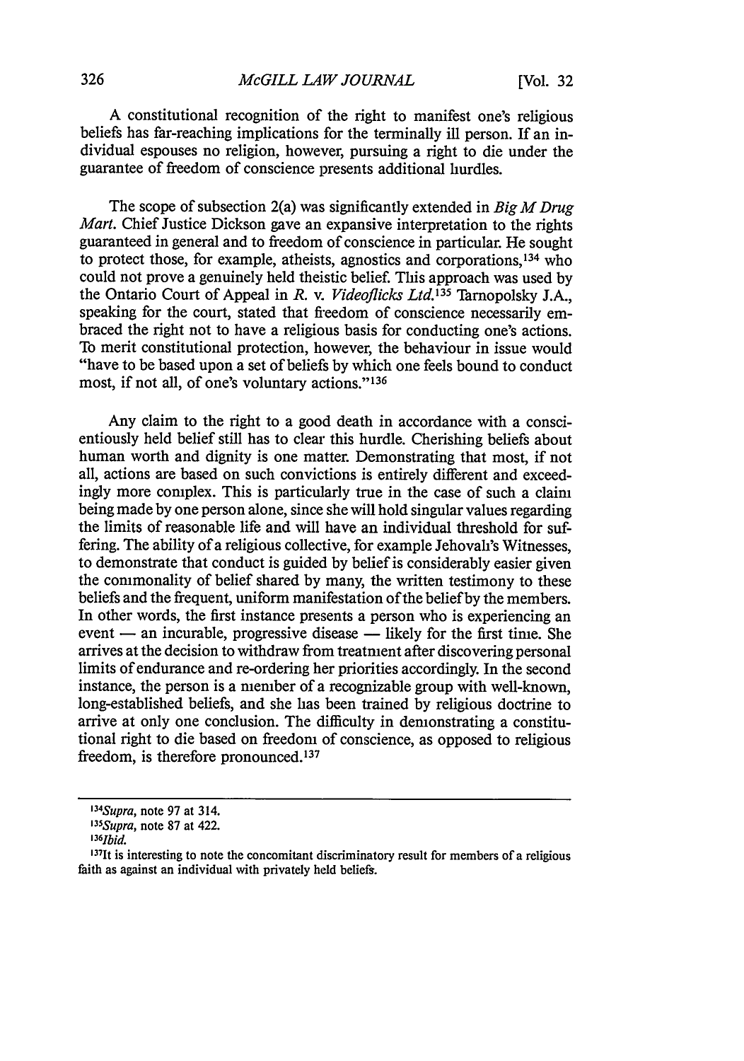A constitutional recognition of the right to manifest one's religious beliefs has far-reaching implications for the terminally ill person. If an individual espouses no religion, however, pursuing a right to die under the guarantee of freedom of conscience presents additional hurdles.

The scope of subsection 2(a) was significantly extended in *Big M Drug Mart*. Chief Justice Dickson gave an expansive interpretation to the rights guaranteed in general and to freedom of conscience in particular. He sought to protect those, for example, atheists, agnostics and corporations,[134] who could not prove a genuinely held theistic belief. This approach was used by the Ontario Court of Appeal in *R. v. Videoflicks Ltd.*[135] Tarnopolsky J.A., speaking for the court, stated that freedom of conscience necessarily embraced the right not to have a religious basis for conducting one's actions. To merit constitutional protection, however, the behaviour in issue would "have to be based upon a set of beliefs by which one feels bound to conduct most, if not all, of one's voluntary actions."[136]

Any claim to the right to a good death in accordance with a conscientiously held belief still has to clear this hurdle. Cherishing beliefs about human worth and dignity is one matter. Demonstrating that most, if not all, actions are based on such convictions is entirely different and exceedingly more complex. This is particularly true in the case of such a claim being made by one person alone, since she will hold singular values regarding the limits of reasonable life and will have an individual threshold for suffering. The ability of a religious collective, for example Jehovah's Witnesses, to demonstrate that conduct is guided by belief is considerably easier given the commonality of belief shared by many, the written testimony to these beliefs and the frequent, uniform manifestation of the belief by the members. In other words, the first instance presents a person who is experiencing an event — an incurable, progressive disease — likely for the first time. She arrives at the decision to withdraw from treatment after discovering personal limits of endurance and re-ordering her priorities accordingly. In the second instance, the person is a member of a recognizable group with well-known, long-established beliefs, and she has been trained by religious doctrine to arrive at only one conclusion. The difficulty in demonstrating a constitutional right to die based on freedom of conscience, as opposed to religious freedom, is therefore pronounced.[137]

---

[134] *Supra*, note 97 at 314.

[135] *Supra*, note 87 at 422.

[136] *Ibid.*

[137] It is interesting to note the concomitant discriminatory result for members of a religious faith as against an individual with privately held beliefs.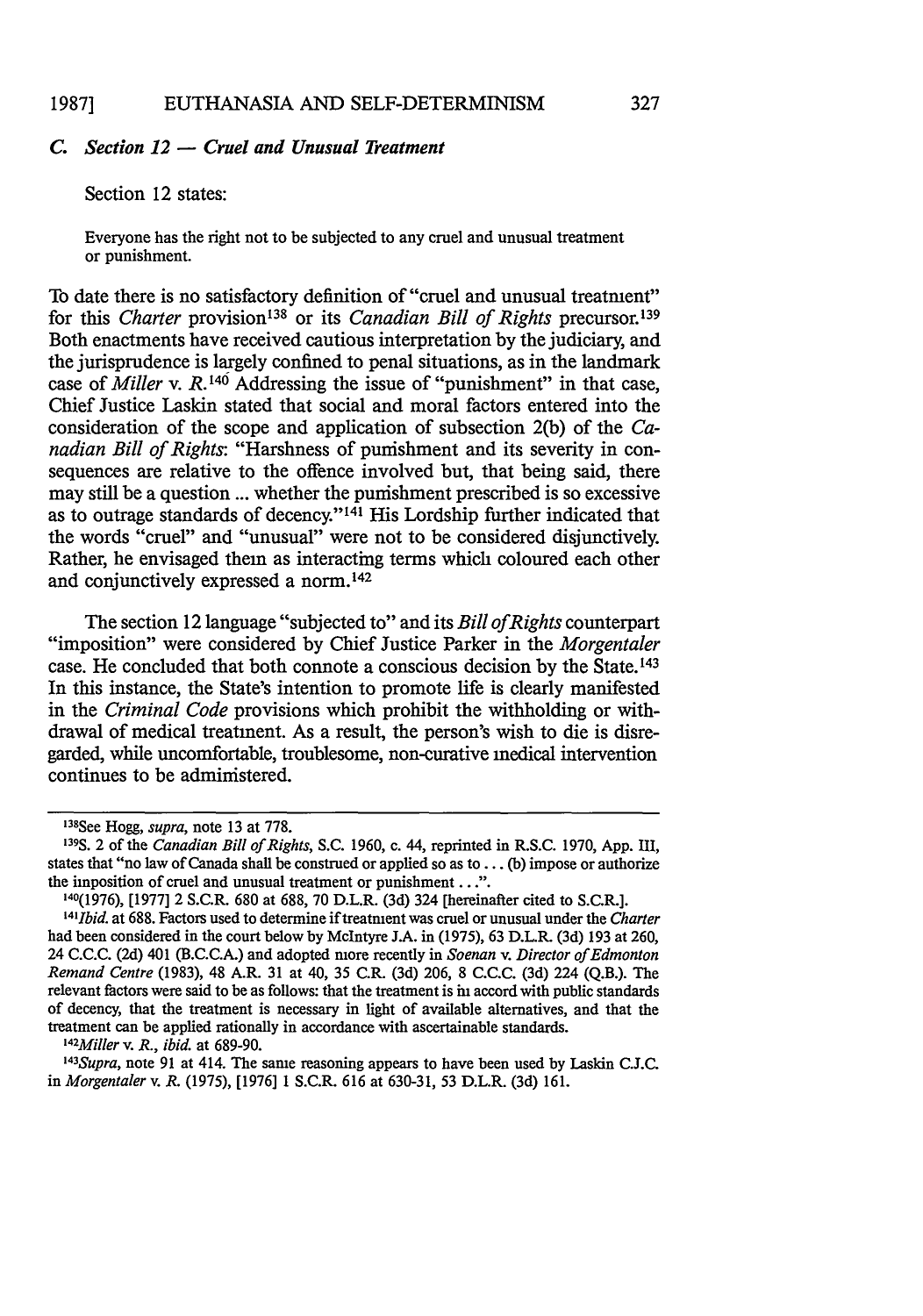### *C. Section 12 — Cruel and Unusual Treatment*

Section 12 states:

> Everyone has the right not to be subjected to any cruel and unusual treatment or punishment.

To date there is no satisfactory definition of "cruel and unusual treatment" for this *Charter* provision[138] or its *Canadian Bill of Rights* precursor.[139] Both enactments have received cautious interpretation by the judiciary, and the jurisprudence is largely confined to penal situations, as in the landmark case of *Miller* v. *R.*[140] Addressing the issue of "punishment" in that case, Chief Justice Laskin stated that social and moral factors entered into the consideration of the scope and application of subsection 2(b) of the *Canadian Bill of Rights*: "Harshness of punishment and its severity in consequences are relative to the offence involved but, that being said, there may still be a question ... whether the punishment prescribed is so excessive as to outrage standards of decency."[141] His Lordship further indicated that the words "cruel" and "unusual" were not to be considered disjunctively. Rather, he envisaged them as interacting terms which coloured each other and conjunctively expressed a norm.[142]

The section 12 language "subjected to" and its *Bill of Rights* counterpart "imposition" were considered by Chief Justice Parker in the *Morgentaler* case. He concluded that both connote a conscious decision by the State.[143] In this instance, the State's intention to promote life is clearly manifested in the *Criminal Code* provisions which prohibit the withholding or withdrawal of medical treatment. As a result, the person's wish to die is disregarded, while uncomfortable, troublesome, non-curative medical intervention continues to be administered.

---

[138] See Hogg, *supra*, note 13 at 778.

[139] S. 2 of the *Canadian Bill of Rights*, S.C. 1960, c. 44, reprinted in R.S.C. 1970, App. III, states that "no law of Canada shall be construed or applied so as to ... (b) impose or authorize the imposition of cruel and unusual treatment or punishment ...".

[140] (1976), [1977] 2 S.C.R. 680 at 688, 70 D.L.R. (3d) 324 [hereinafter cited to S.C.R.].

[141] *Ibid.* at 688. Factors used to determine if treatment was cruel or unusual under the *Charter* had been considered in the court below by McIntyre J.A. in (1975), 63 D.L.R. (3d) 193 at 260, 24 C.C.C. (2d) 401 (B.C.C.A.) and adopted more recently in *Soenan* v. *Director of Edmonton Remand Centre* (1983), 48 A.R. 31 at 40, 35 C.R. (3d) 206, 8 C.C.C. (3d) 224 (Q.B.). The relevant factors were said to be as follows: that the treatment is in accord with public standards of decency, that the treatment is necessary in light of available alternatives, and that the treatment can be applied rationally in accordance with ascertainable standards.

[142] *Miller* v. *R.*, *ibid.* at 689-90.

[143] *Supra*, note 91 at 414. The same reasoning appears to have been used by Laskin C.J.C. in *Morgentaler* v. *R.* (1975), [1976] 1 S.C.R. 616 at 630-31, 53 D.L.R. (3d) 161.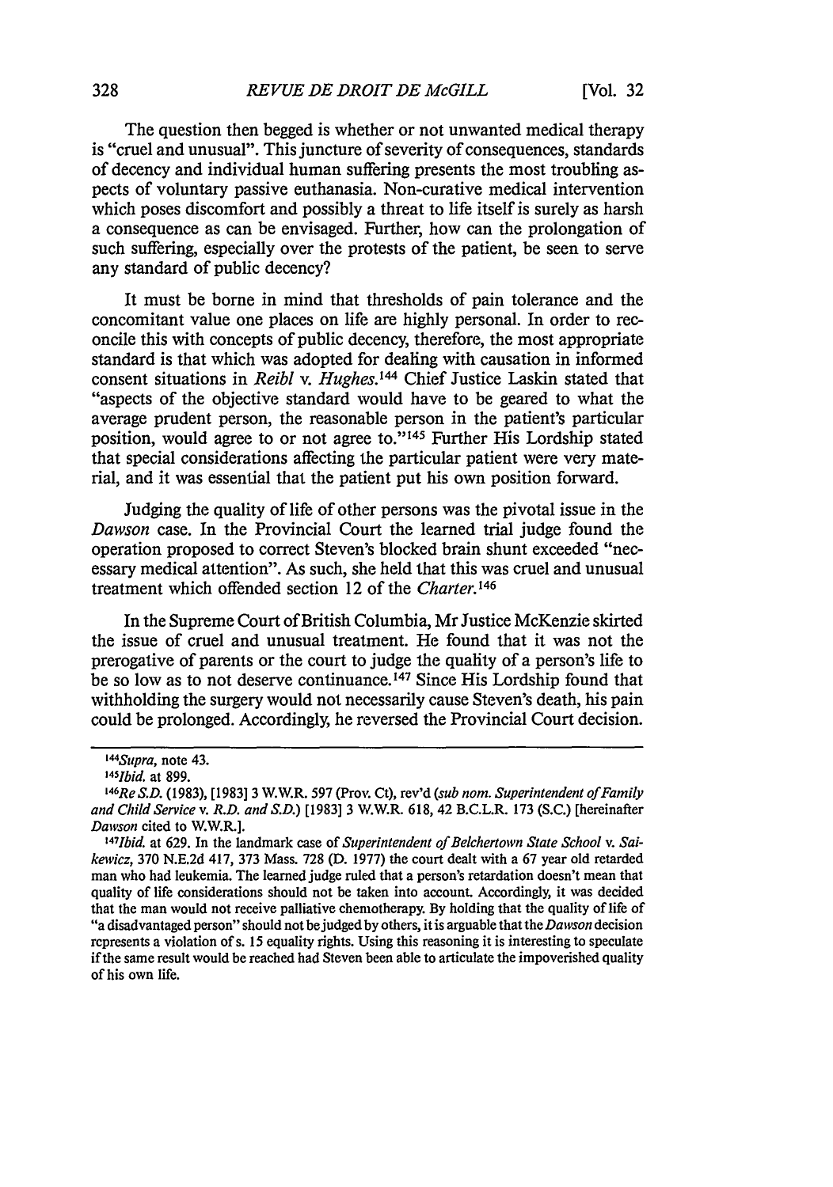The question then begged is whether or not unwanted medical therapy is "cruel and unusual". This juncture of severity of consequences, standards of decency and individual human suffering presents the most troubling aspects of voluntary passive euthanasia. Non-curative medical intervention which poses discomfort and possibly a threat to life itself is surely as harsh a consequence as can be envisaged. Further, how can the prolongation of such suffering, especially over the protests of the patient, be seen to serve any standard of public decency?

It must be borne in mind that thresholds of pain tolerance and the concomitant value one places on life are highly personal. In order to reconcile this with concepts of public decency, therefore, the most appropriate standard is that which was adopted for dealing with causation in informed consent situations in *Reibl* v. *Hughes*.[144] Chief Justice Laskin stated that "aspects of the objective standard would have to be geared to what the average prudent person, the reasonable person in the patient's particular position, would agree to or not agree to."[145] Further His Lordship stated that special considerations affecting the particular patient were very material, and it was essential that the patient put his own position forward.

Judging the quality of life of other persons was the pivotal issue in the *Dawson* case. In the Provincial Court the learned trial judge found the operation proposed to correct Steven's blocked brain shunt exceeded "necessary medical attention". As such, she held that this was cruel and unusual treatment which offended section 12 of the *Charter*.[146]

In the Supreme Court of British Columbia, Mr Justice McKenzie skirted the issue of cruel and unusual treatment. He found that it was not the prerogative of parents or the court to judge the quality of a person's life to be so low as to not deserve continuance.[147] Since His Lordship found that withholding the surgery would not necessarily cause Steven's death, his pain could be prolonged. Accordingly, he reversed the Provincial Court decision.

---

[144] *Supra*, note 43.

[145] *Ibid.* at 899.

[146] *Re S.D.* (1983), [1983] 3 W.W.R. 597 (Prov. Ct), rev'd (*sub nom. Superintendent of Family and Child Service* v. *R.D. and S.D.*) [1983] 3 W.W.R. 618, 42 B.C.L.R. 173 (S.C.) [hereinafter *Dawson* cited to W.W.R.].

[147] *Ibid.* at 629. In the landmark case of *Superintendent of Belchertown State School* v. *Saikewicz*, 370 N.E.2d 417, 373 Mass. 728 (D. 1977) the court dealt with a 67 year old retarded man who had leukemia. The learned judge ruled that a person's retardation doesn't mean that quality of life considerations should not be taken into account. Accordingly, it was decided that the man would not receive palliative chemotherapy. By holding that the quality of life of "a disadvantaged person" should not be judged by others, it is arguable that the *Dawson* decision represents a violation of s. 15 equality rights. Using this reasoning it is interesting to speculate if the same result would be reached had Steven been able to articulate the impoverished quality of his own life.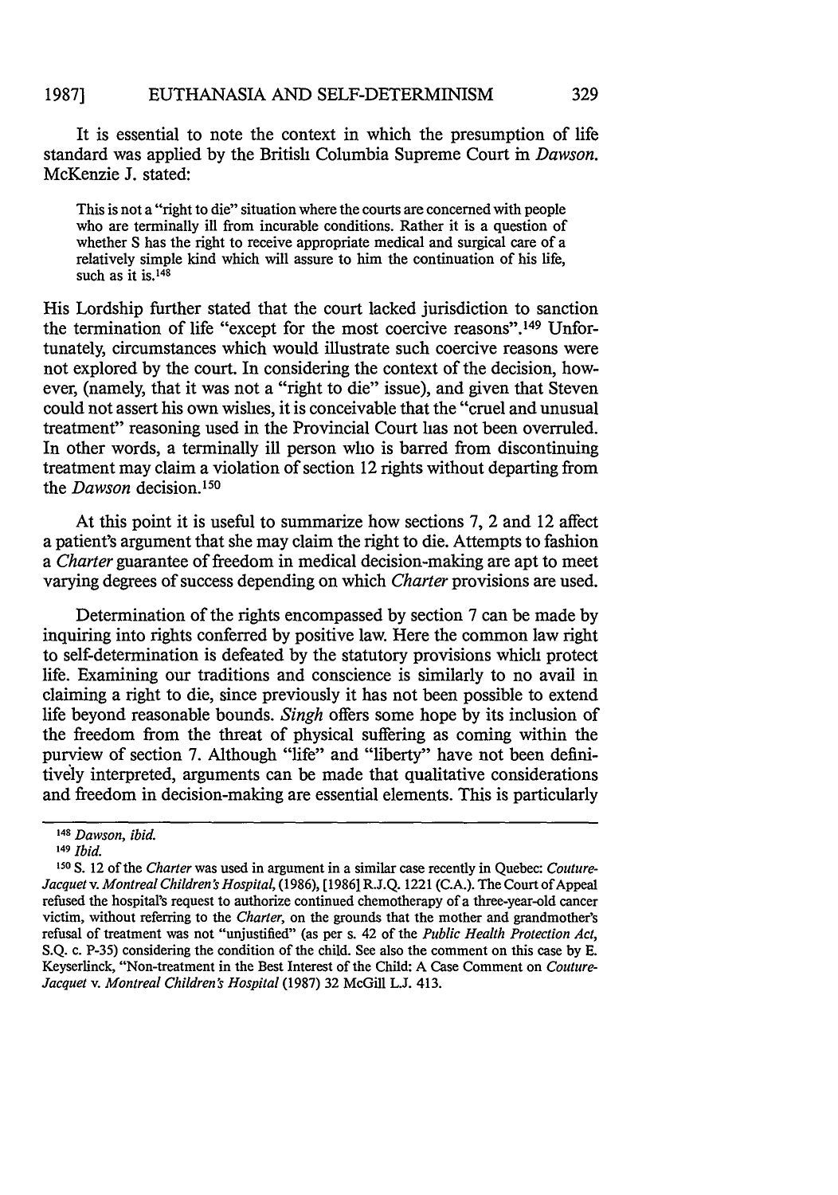It is essential to note the context in which the presumption of life standard was applied by the British Columbia Supreme Court in *Dawson*. McKenzie J. stated:

> This is not a "right to die" situation where the courts are concerned with people who are terminally ill from incurable conditions. Rather it is a question of whether S has the right to receive appropriate medical and surgical care of a relatively simple kind which will assure to him the continuation of his life, such as it is.[148]

His Lordship further stated that the court lacked jurisdiction to sanction the termination of life "except for the most coercive reasons".[149] Unfortunately, circumstances which would illustrate such coercive reasons were not explored by the court. In considering the context of the decision, however, (namely, that it was not a "right to die" issue), and given that Steven could not assert his own wishes, it is conceivable that the "cruel and unusual treatment" reasoning used in the Provincial Court has not been overruled. In other words, a terminally ill person who is barred from discontinuing treatment may claim a violation of section 12 rights without departing from the *Dawson* decision.[150]

At this point it is useful to summarize how sections 7, 2 and 12 affect a patient's argument that she may claim the right to die. Attempts to fashion a *Charter* guarantee of freedom in medical decision-making are apt to meet varying degrees of success depending on which *Charter* provisions are used.

Determination of the rights encompassed by section 7 can be made by inquiring into rights conferred by positive law. Here the common law right to self-determination is defeated by the statutory provisions which protect life. Examining our traditions and conscience is similarly to no avail in claiming a right to die, since previously it has not been possible to extend life beyond reasonable bounds. *Singh* offers some hope by its inclusion of the freedom from the threat of physical suffering as coming within the purview of section 7. Although "life" and "liberty" have not been definitively interpreted, arguments can be made that qualitative considerations and freedom in decision-making are essential elements. This is particularly

---

[148] *Dawson*, *ibid.*

[149] *Ibid.*

[150] S. 12 of the *Charter* was used in argument in a similar case recently in Quebec: *Couture-Jacquet* v. *Montreal Children's Hospital*, (1986), [1986] R.J.Q. 1221 (C.A.). The Court of Appeal refused the hospital's request to authorize continued chemotherapy of a three-year-old cancer victim, without referring to the *Charter*, on the grounds that the mother and grandmother's refusal of treatment was not "unjustified" (as per s. 42 of the *Public Health Protection Act*, S.Q. c. P-35) considering the condition of the child. See also the comment on this case by E. Keyserlinck, "Non-treatment in the Best Interest of the Child: A Case Comment on *Couture-Jacquet* v. *Montreal Children's Hospital* (1987) 32 McGill L.J. 413.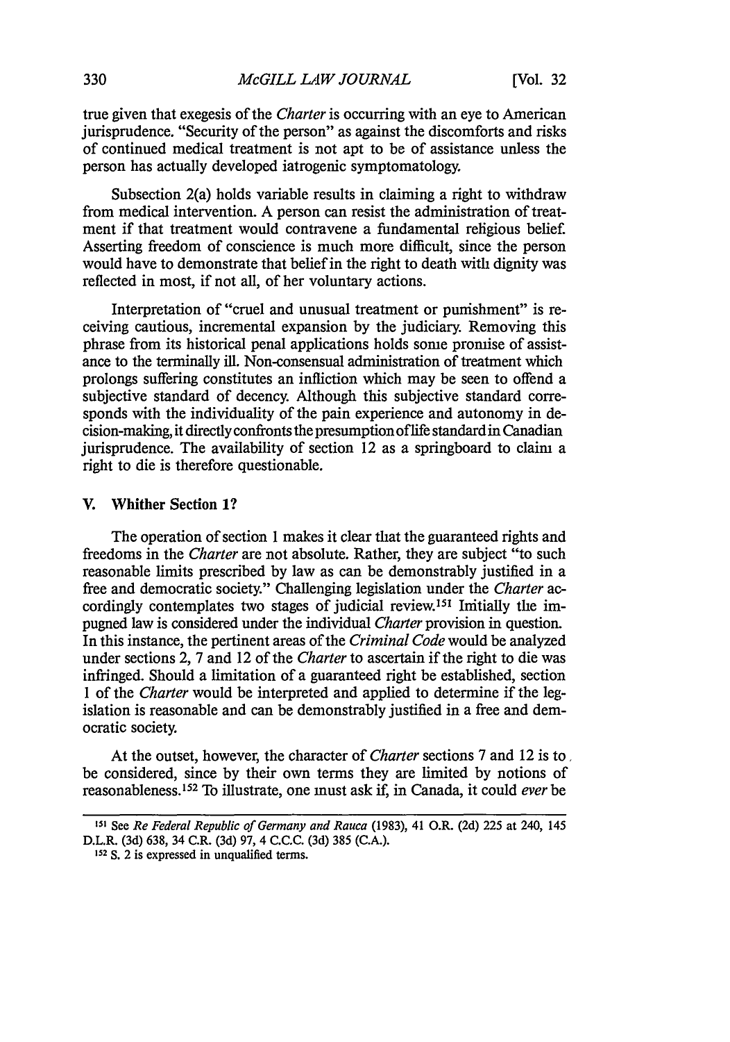true given that exegesis of the *Charter* is occurring with an eye to American jurisprudence. "Security of the person" as against the discomforts and risks of continued medical treatment is not apt to be of assistance unless the person has actually developed iatrogenic symptomatology.

Subsection 2(a) holds variable results in claiming a right to withdraw from medical intervention. A person can resist the administration of treatment if that treatment would contravene a fundamental religious belief. Asserting freedom of conscience is much more difficult, since the person would have to demonstrate that belief in the right to death with dignity was reflected in most, if not all, of her voluntary actions.

Interpretation of "cruel and unusual treatment or punishment" is receiving cautious, incremental expansion by the judiciary. Removing this phrase from its historical penal applications holds some promise of assistance to the terminally ill. Non-consensual administration of treatment which prolongs suffering constitutes an infliction which may be seen to offend a subjective standard of decency. Although this subjective standard corresponds with the individuality of the pain experience and autonomy in decision-making, it directly confronts the presumption of life standard in Canadian jurisprudence. The availability of section 12 as a springboard to claim a right to die is therefore questionable.

## V. Whither Section 1?

The operation of section 1 makes it clear that the guaranteed rights and freedoms in the *Charter* are not absolute. Rather, they are subject "to such reasonable limits prescribed by law as can be demonstrably justified in a free and democratic society." Challenging legislation under the *Charter* accordingly contemplates two stages of judicial review.[151] Initially the impugned law is considered under the individual *Charter* provision in question. In this instance, the pertinent areas of the *Criminal Code* would be analyzed under sections 2, 7 and 12 of the *Charter* to ascertain if the right to die was infringed. Should a limitation of a guaranteed right be established, section 1 of the *Charter* would be interpreted and applied to determine if the legislation is reasonable and can be demonstrably justified in a free and democratic society.

At the outset, however, the character of *Charter* sections 7 and 12 is to be considered, since by their own terms they are limited by notions of reasonableness.[152] To illustrate, one must ask if, in Canada, it could *ever* be

---

[151] See *Re Federal Republic of Germany and Rauca* (1983), 41 O.R. (2d) 225 at 240, 145 D.L.R. (3d) 638, 34 C.R. (3d) 97, 4 C.C.C. (3d) 385 (C.A.).

[152] S. 2 is expressed in unqualified terms.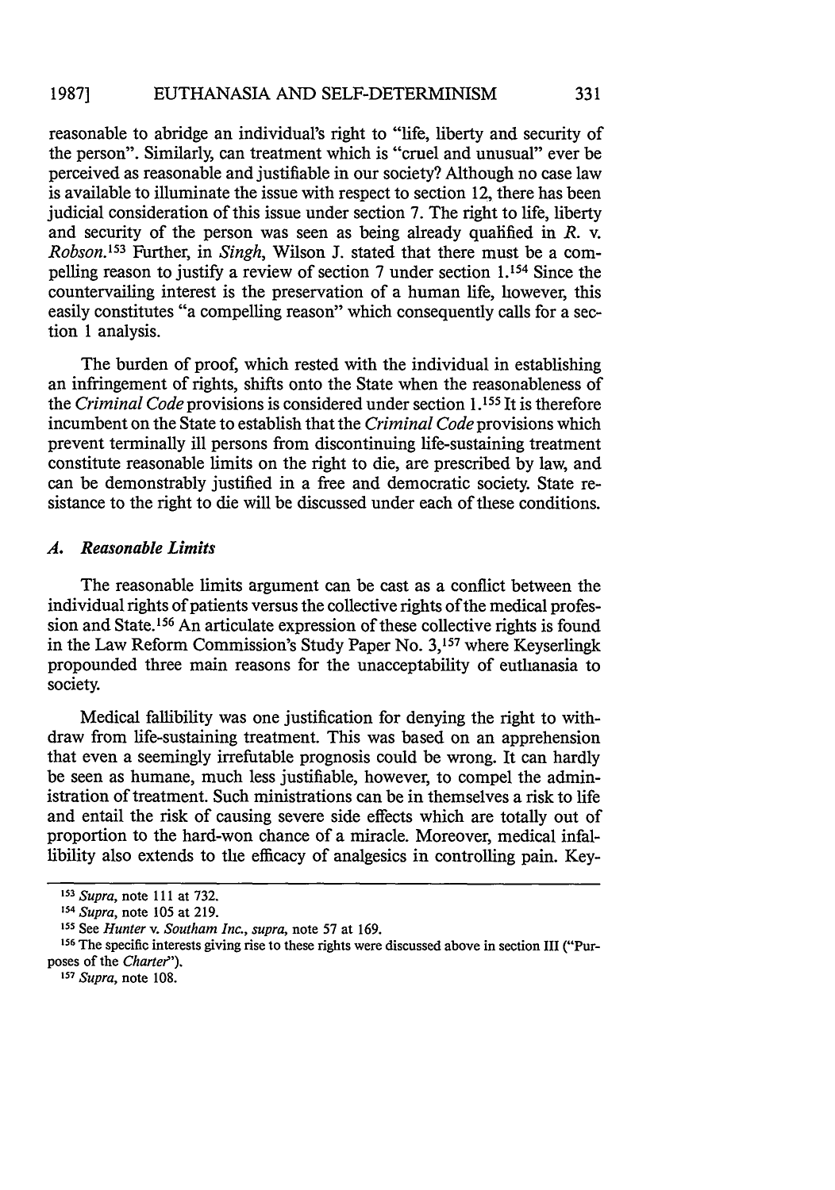reasonable to abridge an individual's right to "life, liberty and security of the person". Similarly, can treatment which is "cruel and unusual" ever be perceived as reasonable and justifiable in our society? Although no case law is available to illuminate the issue with respect to section 12, there has been judicial consideration of this issue under section 7. The right to life, liberty and security of the person was seen as being already qualified in *R. v. Robson*.[153] Further, in *Singh*, Wilson J. stated that there must be a compelling reason to justify a review of section 7 under section 1.[154] Since the countervailing interest is the preservation of a human life, however, this easily constitutes "a compelling reason" which consequently calls for a section 1 analysis.

The burden of proof, which rested with the individual in establishing an infringement of rights, shifts onto the State when the reasonableness of the *Criminal Code* provisions is considered under section 1.[155] It is therefore incumbent on the State to establish that the *Criminal Code* provisions which prevent terminally ill persons from discontinuing life-sustaining treatment constitute reasonable limits on the right to die, are prescribed by law, and can be demonstrably justified in a free and democratic society. State resistance to the right to die will be discussed under each of these conditions.

### *A. Reasonable Limits*

The reasonable limits argument can be cast as a conflict between the individual rights of patients versus the collective rights of the medical profession and State.[156] An articulate expression of these collective rights is found in the Law Reform Commission's Study Paper No. 3,[157] where Keyserlingk propounded three main reasons for the unacceptability of euthanasia to society.

Medical fallibility was one justification for denying the right to withdraw from life-sustaining treatment. This was based on an apprehension that even a seemingly irrefutable prognosis could be wrong. It can hardly be seen as humane, much less justifiable, however, to compel the administration of treatment. Such ministrations can be in themselves a risk to life and entail the risk of causing severe side effects which are totally out of proportion to the hard-won chance of a miracle. Moreover, medical infallibility also extends to the efficacy of analgesics in controlling pain. Key-

---

[153] *Supra*, note 111 at 732.

[154] *Supra*, note 105 at 219.

[155] See *Hunter v. Southam Inc.*, *supra*, note 57 at 169.

[156] The specific interests giving rise to these rights were discussed above in section III ("Purposes of the *Charter*").

[157] *Supra*, note 108.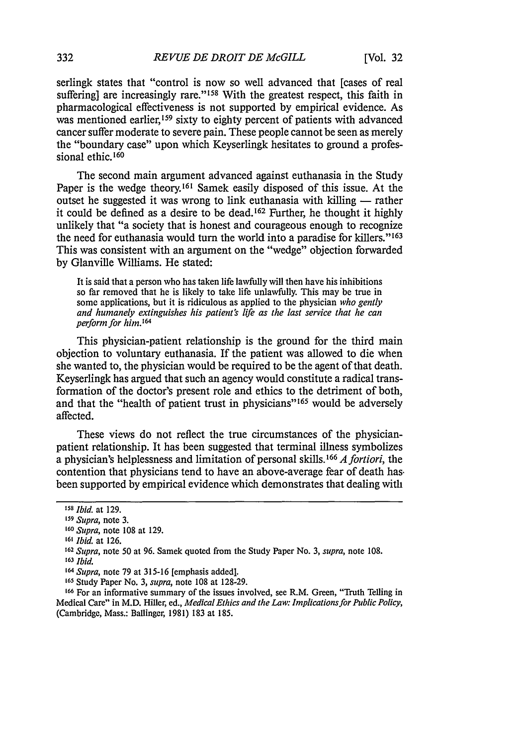serlingk states that "control is now so well advanced that [cases of real suffering] are increasingly rare."[158] With the greatest respect, this faith in pharmacological effectiveness is not supported by empirical evidence. As was mentioned earlier,[159] sixty to eighty percent of patients with advanced cancer suffer moderate to severe pain. These people cannot be seen as merely the "boundary case" upon which Keyserlingk hesitates to ground a professional ethic.[160]

The second main argument advanced against euthanasia in the Study Paper is the wedge theory.[161] Samek easily disposed of this issue. At the outset he suggested it was wrong to link euthanasia with killing — rather it could be defined as a desire to be dead.[162] Further, he thought it highly unlikely that "a society that is honest and courageous enough to recognize the need for euthanasia would turn the world into a paradise for killers."[163] This was consistent with an argument on the "wedge" objection forwarded by Glanville Williams. He stated:

> It is said that a person who has taken life lawfully will then have his inhibitions so far removed that he is likely to take life unlawfully. This may be true in some applications, but it is ridiculous as applied to the physician *who gently and humanely extinguishes his patient's life as the last service that he can perform for him.*[164]

This physician-patient relationship is the ground for the third main objection to voluntary euthanasia. If the patient was allowed to die when she wanted to, the physician would be required to be the agent of that death. Keyserlingk has argued that such an agency would constitute a radical transformation of the doctor's present role and ethics to the detriment of both, and that the "health of patient trust in physicians"[165] would be adversely affected.

These views do not reflect the true circumstances of the physician-patient relationship. It has been suggested that terminal illness symbolizes a physician's helplessness and limitation of personal skills.[166] *A fortiori*, the contention that physicians tend to have an above-average fear of death has been supported by empirical evidence which demonstrates that dealing with

---

[158] *Ibid.* at 129.

[159] *Supra*, note 3.

[160] *Supra*, note 108 at 129.

[161] *Ibid.* at 126.

[162] *Supra*, note 50 at 96. Samek quoted from the Study Paper No. 3, *supra*, note 108.

[163] *Ibid.*

[164] *Supra*, note 79 at 315-16 [emphasis added].

[165] Study Paper No. 3, *supra*, note 108 at 128-29.

[166] For an informative summary of the issues involved, see R.M. Green, "Truth Telling in Medical Care" in M.D. Hiller, ed., *Medical Ethics and the Law: Implications for Public Policy*, (Cambridge, Mass.: Ballinger, 1981) 183 at 185.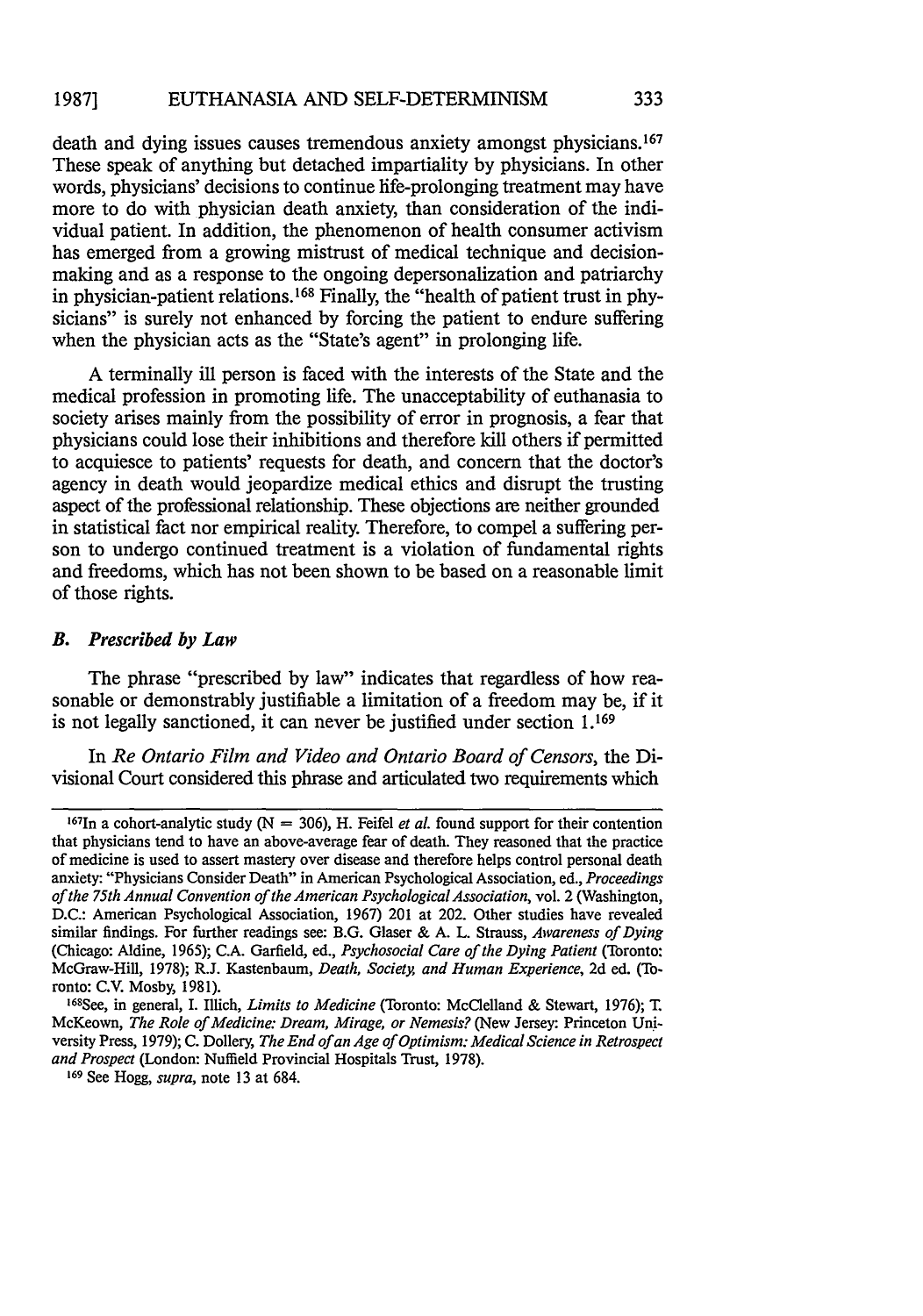death and dying issues causes tremendous anxiety amongst physicians.[167] These speak of anything but detached impartiality by physicians. In other words, physicians' decisions to continue life-prolonging treatment may have more to do with physician death anxiety, than consideration of the individual patient. In addition, the phenomenon of health consumer activism has emerged from a growing mistrust of medical technique and decision-making and as a response to the ongoing depersonalization and patriarchy in physician-patient relations.[168] Finally, the "health of patient trust in physicians" is surely not enhanced by forcing the patient to endure suffering when the physician acts as the "State's agent" in prolonging life.

A terminally ill person is faced with the interests of the State and the medical profession in promoting life. The unacceptability of euthanasia to society arises mainly from the possibility of error in prognosis, a fear that physicians could lose their inhibitions and therefore kill others if permitted to acquiesce to patients' requests for death, and concern that the doctor's agency in death would jeopardize medical ethics and disrupt the trusting aspect of the professional relationship. These objections are neither grounded in statistical fact nor empirical reality. Therefore, to compel a suffering person to undergo continued treatment is a violation of fundamental rights and freedoms, which has not been shown to be based on a reasonable limit of those rights.

### *B. Prescribed by Law*

The phrase "prescribed by law" indicates that regardless of how reasonable or demonstrably justifiable a limitation of a freedom may be, if it is not legally sanctioned, it can never be justified under section 1.[169]

In *Re Ontario Film and Video and Ontario Board of Censors*, the Divisional Court considered this phrase and articulated two requirements which

---

[167]In a cohort-analytic study (N = 306), H. Feifel *et al.* found support for their contention that physicians tend to have an above-average fear of death. They reasoned that the practice of medicine is used to assert mastery over disease and therefore helps control personal death anxiety: "Physicians Consider Death" in American Psychological Association, ed., *Proceedings of the 75th Annual Convention of the American Psychological Association*, vol. 2 (Washington, D.C.: American Psychological Association, 1967) 201 at 202. Other studies have revealed similar findings. For further readings see: B.G. Glaser & A. L. Strauss, *Awareness of Dying* (Chicago: Aldine, 1965); C.A. Garfield, ed., *Psychosocial Care of the Dying Patient* (Toronto: McGraw-Hill, 1978); R.J. Kastenbaum, *Death, Society, and Human Experience*, 2d ed. (Toronto: C.V. Mosby, 1981).

[168]See, in general, I. Illich, *Limits to Medicine* (Toronto: McClelland & Stewart, 1976); T. McKeown, *The Role of Medicine: Dream, Mirage, or Nemesis?* (New Jersey: Princeton University Press, 1979); C. Dollery, *The End of an Age of Optimism: Medical Science in Retrospect and Prospect* (London: Nuffield Provincial Hospitals Trust, 1978).

[169] See Hogg, *supra*, note 13 at 684.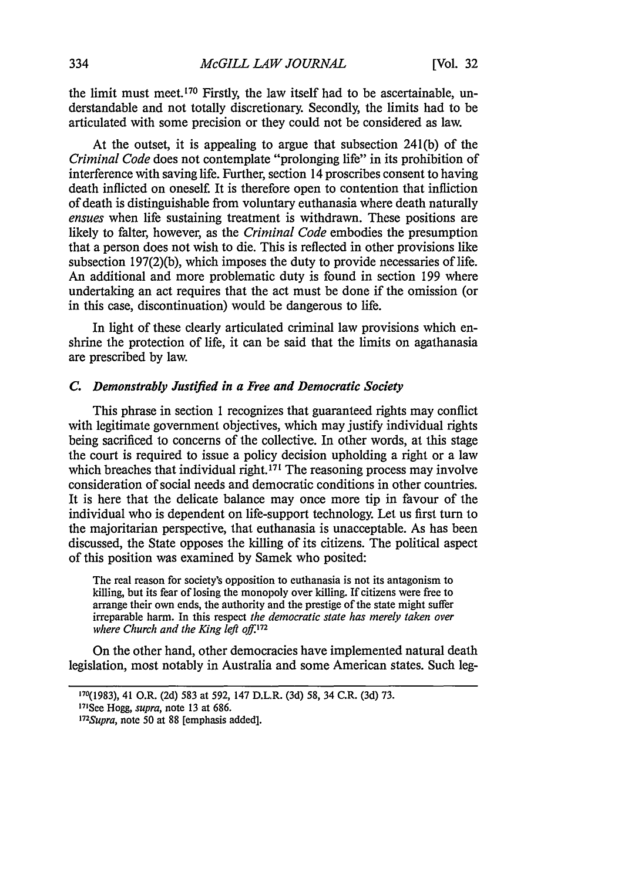the limit must meet.[170] Firstly, the law itself had to be ascertainable, understandable and not totally discretionary. Secondly, the limits had to be articulated with some precision or they could not be considered as law.

At the outset, it is appealing to argue that subsection 241(b) of the *Criminal Code* does not contemplate "prolonging life" in its prohibition of interference with saving life. Further, section 14 proscribes consent to having death inflicted on oneself. It is therefore open to contention that infliction of death is distinguishable from voluntary euthanasia where death naturally *ensues* when life sustaining treatment is withdrawn. These positions are likely to falter, however, as the *Criminal Code* embodies the presumption that a person does not wish to die. This is reflected in other provisions like subsection 197(2)(b), which imposes the duty to provide necessaries of life. An additional and more problematic duty is found in section 199 where undertaking an act requires that the act must be done if the omission (or in this case, discontinuation) would be dangerous to life.

In light of these clearly articulated criminal law provisions which enshrine the protection of life, it can be said that the limits on agathanasia are prescribed by law.

### *C. Demonstrably Justified in a Free and Democratic Society*

This phrase in section 1 recognizes that guaranteed rights may conflict with legitimate government objectives, which may justify individual rights being sacrificed to concerns of the collective. In other words, at this stage the court is required to issue a policy decision upholding a right or a law which breaches that individual right.[171] The reasoning process may involve consideration of social needs and democratic conditions in other countries. It is here that the delicate balance may once more tip in favour of the individual who is dependent on life-support technology. Let us first turn to the majoritarian perspective, that euthanasia is unacceptable. As has been discussed, the State opposes the killing of its citizens. The political aspect of this position was examined by Samek who posited:

> The real reason for society's opposition to euthanasia is not its antagonism to killing, but its fear of losing the monopoly over killing. If citizens were free to arrange their own ends, the authority and the prestige of the state might suffer irreparable harm. In this respect *the democratic state has merely taken over where Church and the King left off.*[172]

On the other hand, other democracies have implemented natural death legislation, most notably in Australia and some American states. Such leg-

---

[170](1983), 41 O.R. (2d) 583 at 592, 147 D.L.R. (3d) 58, 34 C.R. (3d) 73.

[171]See Hogg, *supra*, note 13 at 686.

[172]*Supra*, note 50 at 88 [emphasis added].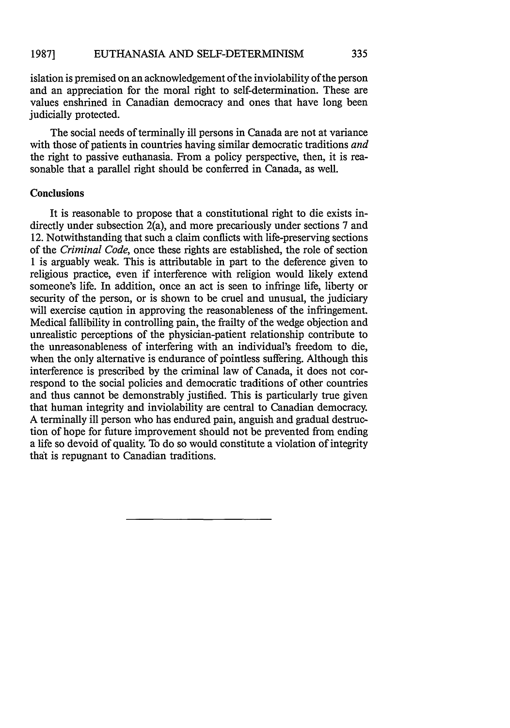islation is premised on an acknowledgement of the inviolability of the person and an appreciation for the moral right to self-determination. These are values enshrined in Canadian democracy and ones that have long been judicially protected.

The social needs of terminally ill persons in Canada are not at variance with those of patients in countries having similar democratic traditions *and* the right to passive euthanasia. From a policy perspective, then, it is reasonable that a parallel right should be conferred in Canada, as well.

### Conclusions

It is reasonable to propose that a constitutional right to die exists indirectly under subsection 2(a), and more precariously under sections 7 and 12. Notwithstanding that such a claim conflicts with life-preserving sections of the *Criminal Code*, once these rights are established, the role of section 1 is arguably weak. This is attributable in part to the deference given to religious practice, even if interference with religion would likely extend someone's life. In addition, once an act is seen to infringe life, liberty or security of the person, or is shown to be cruel and unusual, the judiciary will exercise caution in approving the reasonableness of the infringement. Medical fallibility in controlling pain, the frailty of the wedge objection and unrealistic perceptions of the physician-patient relationship contribute to the unreasonableness of interfering with an individual's freedom to die, when the only alternative is endurance of pointless suffering. Although this interference is prescribed by the criminal law of Canada, it does not correspond to the social policies and democratic traditions of other countries and thus cannot be demonstrably justified. This is particularly true given that human integrity and inviolability are central to Canadian democracy. A terminally ill person who has endured pain, anguish and gradual destruction of hope for future improvement should not be prevented from ending a life so devoid of quality. To do so would constitute a violation of integrity that is repugnant to Canadian traditions.